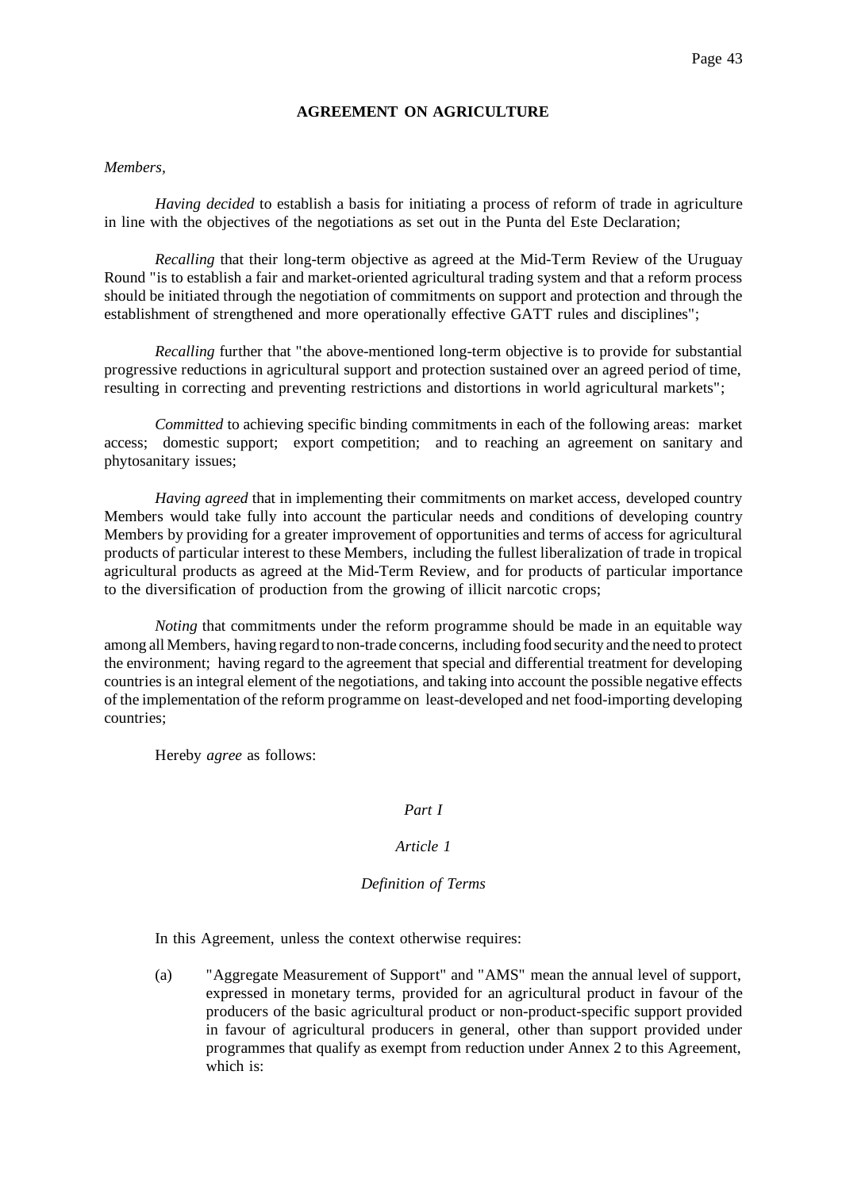# AGREEMENT ON AGRICULTURE

*Members*,

*Having decided* to establish a basis for initiating a process of reform of trade in agriculture in line with the objectives of the negotiations as set out in the Punta del Este Declaration;

*Recalling* that their long-term objective as agreed at the Mid-Term Review of the Uruguay Round "is to establish a fair and market-oriented agricultural trading system and that a reform process should be initiated through the negotiation of commitments on support and protection and through the establishment of strengthened and more operationally effective GATT rules and disciplines";

*Recalling* further that "the above-mentioned long-term objective is to provide for substantial progressive reductions in agricultural support and protection sustained over an agreed period of time, resulting in correcting and preventing restrictions and distortions in world agricultural markets";

*Committed* to achieving specific binding commitments in each of the following areas: market access; domestic support; export competition; and to reaching an agreement on sanitary and phytosanitary issues;

*Having agreed* that in implementing their commitments on market access, developed country Members would take fully into account the particular needs and conditions of developing country Members by providing for a greater improvement of opportunities and terms of access for agricultural products of particular interest to these Members, including the fullest liberalization of trade in tropical agricultural products as agreed at the Mid-Term Review, and for products of particular importance to the diversification of production from the growing of illicit narcotic crops;

*Noting* that commitments under the reform programme should be made in an equitable way among all Members, having regard to non-trade concerns, including food security and the need to protect the environment; having regard to the agreement that special and differential treatment for developing countries is an integral element of the negotiations, and taking into account the possible negative effects of the implementation of the reform programme on least-developed and net food-importing developing countries;

Hereby *agree* as follows:

## *Part I*

### *Article 1*

### *Definition of Terms*

In this Agreement, unless the context otherwise requires:

(a) "Aggregate Measurement of Support" and "AMS" mean the annual level of support, expressed in monetary terms, provided for an agricultural product in favour of the producers of the basic agricultural product or non-product-specific support provided in favour of agricultural producers in general, other than support provided under programmes that qualify as exempt from reduction under Annex 2 to this Agreement, which is: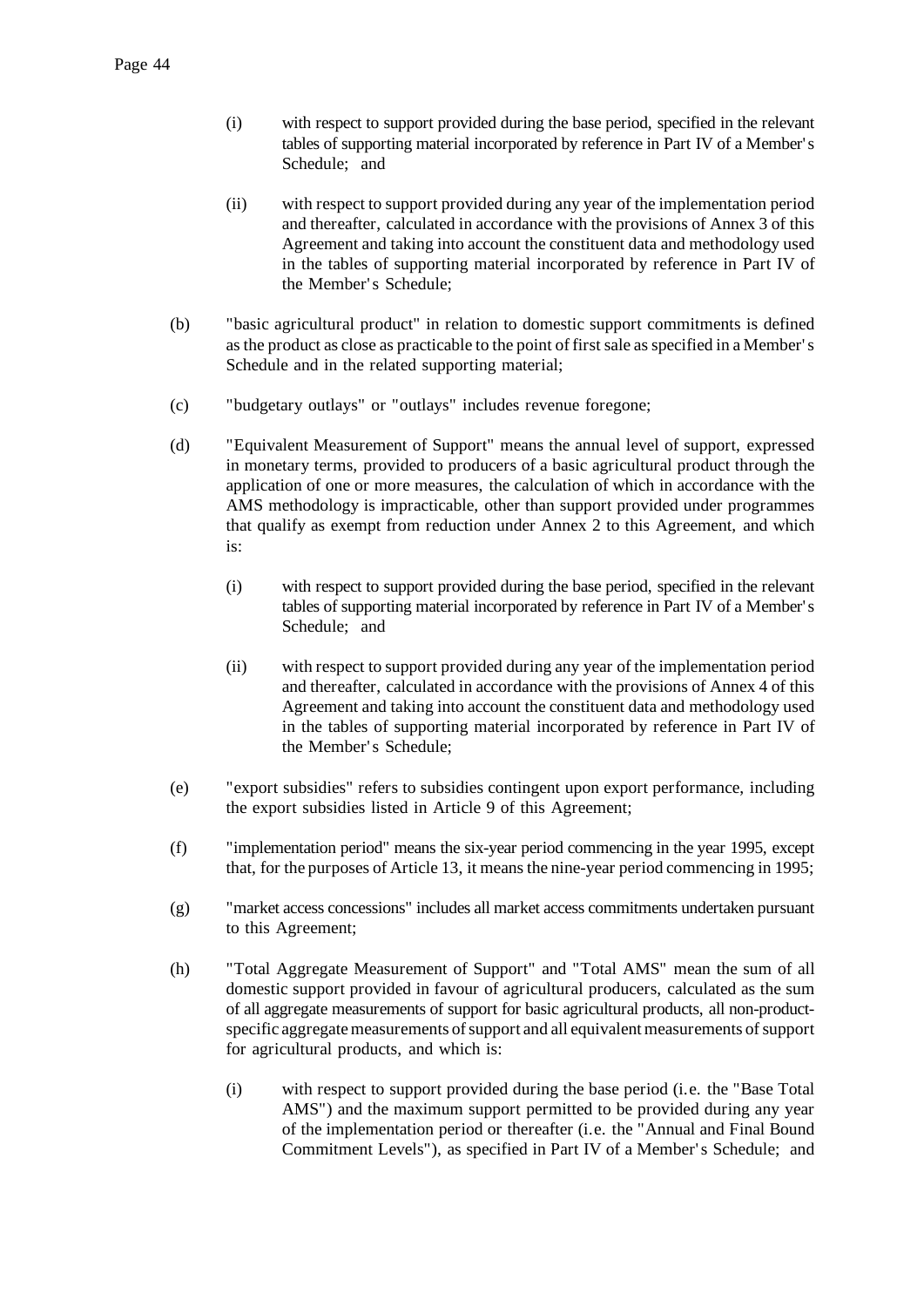(i) with respect to support provided during the base period, specified in the relevant tables of supporting material incorporated by reference in Part IV of a Member's Schedule; and

(ii) with respect to support provided during any year of the implementation period and thereafter, calculated in accordance with the provisions of Annex 3 of this Agreement and taking into account the constituent data and methodology used in the tables of supporting material incorporated by reference in Part IV of the Member's Schedule;

(b) "basic agricultural product" in relation to domestic support commitments is defined as the product as close as practicable to the point of first sale as specified in a Member's Schedule and in the related supporting material;

(c) "budgetary outlays" or "outlays" includes revenue foregone;

(d) "Equivalent Measurement of Support" means the annual level of support, expressed in monetary terms, provided to producers of a basic agricultural product through the application of one or more measures, the calculation of which in accordance with the AMS methodology is impracticable, other than support provided under programmes that qualify as exempt from reduction under Annex 2 to this Agreement, and which is:

(i) with respect to support provided during the base period, specified in the relevant tables of supporting material incorporated by reference in Part IV of a Member's Schedule; and

(ii) with respect to support provided during any year of the implementation period and thereafter, calculated in accordance with the provisions of Annex 4 of this Agreement and taking into account the constituent data and methodology used in the tables of supporting material incorporated by reference in Part IV of the Member's Schedule;

(e) "export subsidies" refers to subsidies contingent upon export performance, including the export subsidies listed in Article 9 of this Agreement;

(f) "implementation period" means the six-year period commencing in the year 1995, except that, for the purposes of Article 13, it means the nine-year period commencing in 1995;

(g) "market access concessions" includes all market access commitments undertaken pursuant to this Agreement;

(h) "Total Aggregate Measurement of Support" and "Total AMS" mean the sum of all domestic support provided in favour of agricultural producers, calculated as the sum of all aggregate measurements of support for basic agricultural products, all non-product-specific aggregate measurements of support and all equivalent measurements of support for agricultural products, and which is:

(i) with respect to support provided during the base period (i.e. the "Base Total AMS") and the maximum support permitted to be provided during any year of the implementation period or thereafter (i.e. the "Annual and Final Bound Commitment Levels"), as specified in Part IV of a Member's Schedule; and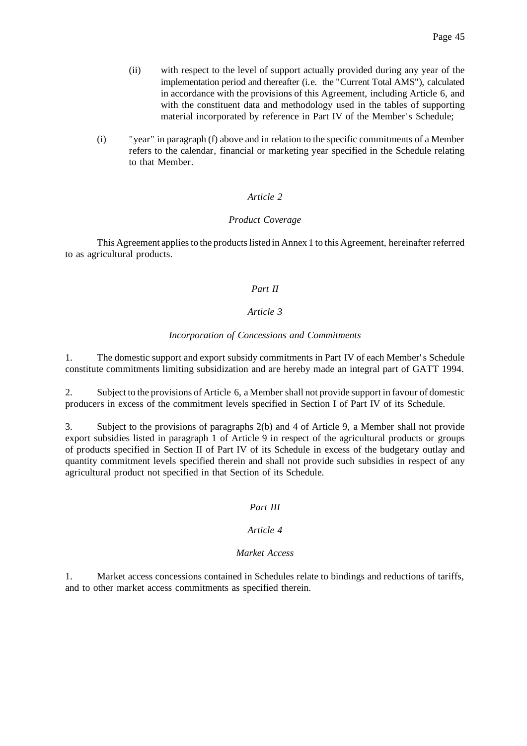(ii) with respect to the level of support actually provided during any year of the implementation period and thereafter (i.e. the "Current Total AMS"), calculated in accordance with the provisions of this Agreement, including Article 6, and with the constituent data and methodology used in the tables of supporting material incorporated by reference in Part IV of the Member's Schedule;

(i) "year" in paragraph (f) above and in relation to the specific commitments of a Member refers to the calendar, financial or marketing year specified in the Schedule relating to that Member.

*Article 2*

*Product Coverage*

This Agreement applies to the products listed in Annex 1 to this Agreement, hereinafter referred to as agricultural products.

*Part II*

*Article 3*

*Incorporation of Concessions and Commitments*

1. The domestic support and export subsidy commitments in Part IV of each Member's Schedule constitute commitments limiting subsidization and are hereby made an integral part of GATT 1994.

2. Subject to the provisions of Article 6, a Member shall not provide support in favour of domestic producers in excess of the commitment levels specified in Section I of Part IV of its Schedule.

3. Subject to the provisions of paragraphs 2(b) and 4 of Article 9, a Member shall not provide export subsidies listed in paragraph 1 of Article 9 in respect of the agricultural products or groups of products specified in Section II of Part IV of its Schedule in excess of the budgetary outlay and quantity commitment levels specified therein and shall not provide such subsidies in respect of any agricultural product not specified in that Section of its Schedule.

*Part III*

*Article 4*

*Market Access*

1. Market access concessions contained in Schedules relate to bindings and reductions of tariffs, and to other market access commitments as specified therein.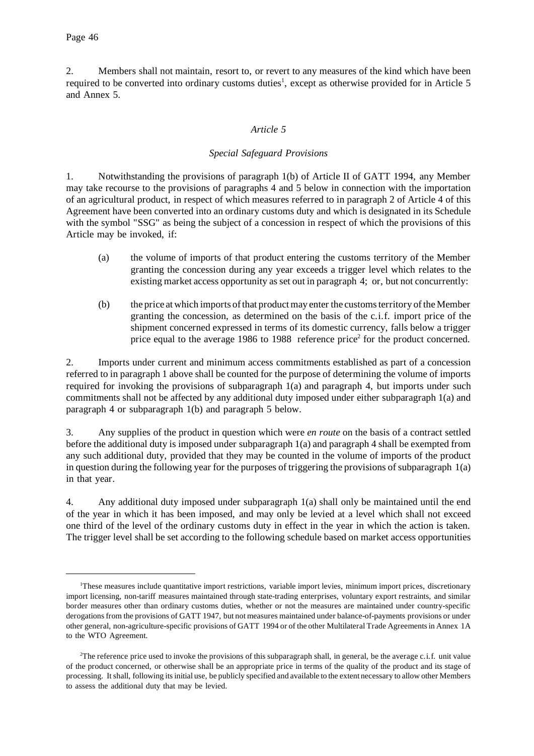2. Members shall not maintain, resort to, or revert to any measures of the kind which have been required to be converted into ordinary customs duties[1], except as otherwise provided for in Article 5 and Annex 5.

## *Article 5*

### *Special Safeguard Provisions*

1. Notwithstanding the provisions of paragraph 1(b) of Article II of GATT 1994, any Member may take recourse to the provisions of paragraphs 4 and 5 below in connection with the importation of an agricultural product, in respect of which measures referred to in paragraph 2 of Article 4 of this Agreement have been converted into an ordinary customs duty and which is designated in its Schedule with the symbol "SSG" as being the subject of a concession in respect of which the provisions of this Article may be invoked, if:

   (a) the volume of imports of that product entering the customs territory of the Member granting the concession during any year exceeds a trigger level which relates to the existing market access opportunity as set out in paragraph 4; or, but not concurrently:

   (b) the price at which imports of that product may enter the customs territory of the Member granting the concession, as determined on the basis of the c.i.f. import price of the shipment concerned expressed in terms of its domestic currency, falls below a trigger price equal to the average 1986 to 1988 reference price[2] for the product concerned.

2. Imports under current and minimum access commitments established as part of a concession referred to in paragraph 1 above shall be counted for the purpose of determining the volume of imports required for invoking the provisions of subparagraph 1(a) and paragraph 4, but imports under such commitments shall not be affected by any additional duty imposed under either subparagraph 1(a) and paragraph 4 or subparagraph 1(b) and paragraph 5 below.

3. Any supplies of the product in question which were *en route* on the basis of a contract settled before the additional duty is imposed under subparagraph 1(a) and paragraph 4 shall be exempted from any such additional duty, provided that they may be counted in the volume of imports of the product in question during the following year for the purposes of triggering the provisions of subparagraph 1(a) in that year.

4. Any additional duty imposed under subparagraph 1(a) shall only be maintained until the end of the year in which it has been imposed, and may only be levied at a level which shall not exceed one third of the level of the ordinary customs duty in effect in the year in which the action is taken. The trigger level shall be set according to the following schedule based on market access opportunities

---

[1] These measures include quantitative import restrictions, variable import levies, minimum import prices, discretionary import licensing, non-tariff measures maintained through state-trading enterprises, voluntary export restraints, and similar border measures other than ordinary customs duties, whether or not the measures are maintained under country-specific derogations from the provisions of GATT 1947, but not measures maintained under balance-of-payments provisions or under other general, non-agriculture-specific provisions of GATT 1994 or of the other Multilateral Trade Agreements in Annex 1A to the WTO Agreement.

[2] The reference price used to invoke the provisions of this subparagraph shall, in general, be the average c.i.f. unit value of the product concerned, or otherwise shall be an appropriate price in terms of the quality of the product and its stage of processing. It shall, following its initial use, be publicly specified and available to the extent necessary to allow other Members to assess the additional duty that may be levied.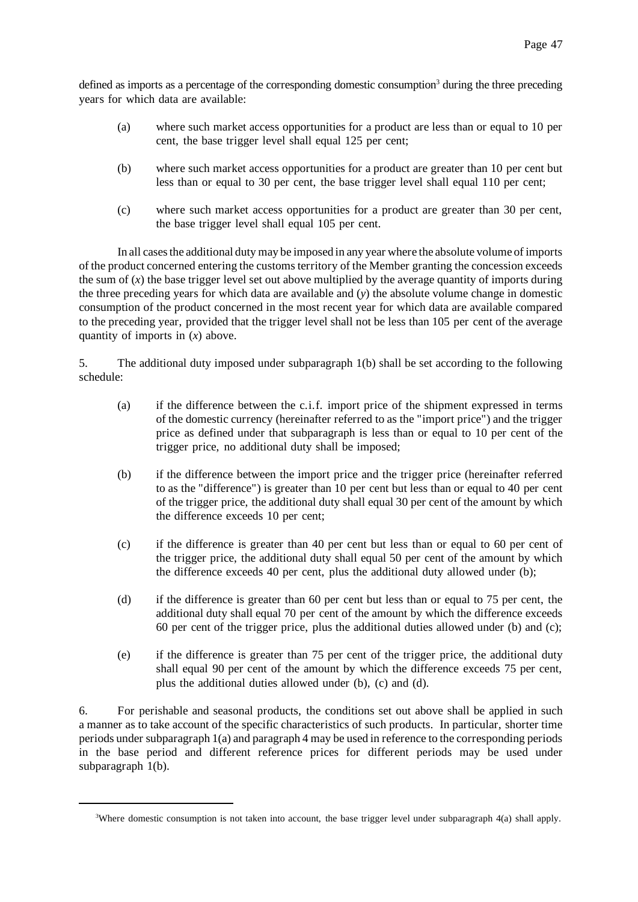defined as imports as a percentage of the corresponding domestic consumption[3] during the three preceding years for which data are available:

(a) where such market access opportunities for a product are less than or equal to 10 per cent, the base trigger level shall equal 125 per cent;

(b) where such market access opportunities for a product are greater than 10 per cent but less than or equal to 30 per cent, the base trigger level shall equal 110 per cent;

(c) where such market access opportunities for a product are greater than 30 per cent, the base trigger level shall equal 105 per cent.

In all cases the additional duty may be imposed in any year where the absolute volume of imports of the product concerned entering the customs territory of the Member granting the concession exceeds the sum of (*x*) the base trigger level set out above multiplied by the average quantity of imports during the three preceding years for which data are available and (*y*) the absolute volume change in domestic consumption of the product concerned in the most recent year for which data are available compared to the preceding year, provided that the trigger level shall not be less than 105 per cent of the average quantity of imports in (*x*) above.

5. The additional duty imposed under subparagraph 1(b) shall be set according to the following schedule:

(a) if the difference between the c.i.f. import price of the shipment expressed in terms of the domestic currency (hereinafter referred to as the "import price") and the trigger price as defined under that subparagraph is less than or equal to 10 per cent of the trigger price, no additional duty shall be imposed;

(b) if the difference between the import price and the trigger price (hereinafter referred to as the "difference") is greater than 10 per cent but less than or equal to 40 per cent of the trigger price, the additional duty shall equal 30 per cent of the amount by which the difference exceeds 10 per cent;

(c) if the difference is greater than 40 per cent but less than or equal to 60 per cent of the trigger price, the additional duty shall equal 50 per cent of the amount by which the difference exceeds 40 per cent, plus the additional duty allowed under (b);

(d) if the difference is greater than 60 per cent but less than or equal to 75 per cent, the additional duty shall equal 70 per cent of the amount by which the difference exceeds 60 per cent of the trigger price, plus the additional duties allowed under (b) and (c);

(e) if the difference is greater than 75 per cent of the trigger price, the additional duty shall equal 90 per cent of the amount by which the difference exceeds 75 per cent, plus the additional duties allowed under (b), (c) and (d).

6. For perishable and seasonal products, the conditions set out above shall be applied in such a manner as to take account of the specific characteristics of such products. In particular, shorter time periods under subparagraph 1(a) and paragraph 4 may be used in reference to the corresponding periods in the base period and different reference prices for different periods may be used under subparagraph 1(b).

---

[3] Where domestic consumption is not taken into account, the base trigger level under subparagraph 4(a) shall apply.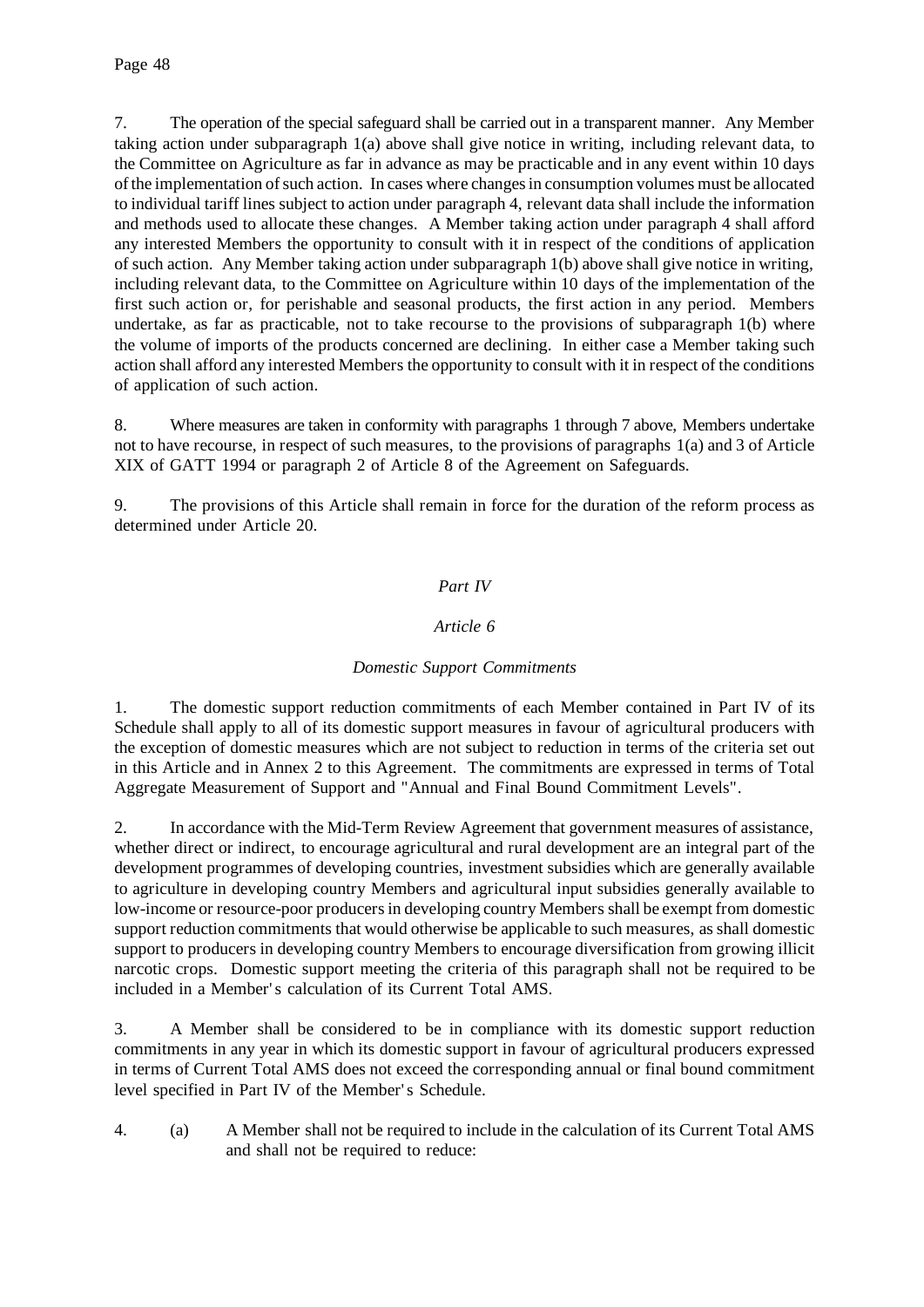7. The operation of the special safeguard shall be carried out in a transparent manner. Any Member taking action under subparagraph 1(a) above shall give notice in writing, including relevant data, to the Committee on Agriculture as far in advance as may be practicable and in any event within 10 days of the implementation of such action. In cases where changes in consumption volumes must be allocated to individual tariff lines subject to action under paragraph 4, relevant data shall include the information and methods used to allocate these changes. A Member taking action under paragraph 4 shall afford any interested Members the opportunity to consult with it in respect of the conditions of application of such action. Any Member taking action under subparagraph 1(b) above shall give notice in writing, including relevant data, to the Committee on Agriculture within 10 days of the implementation of the first such action or, for perishable and seasonal products, the first action in any period. Members undertake, as far as practicable, not to take recourse to the provisions of subparagraph 1(b) where the volume of imports of the products concerned are declining. In either case a Member taking such action shall afford any interested Members the opportunity to consult with it in respect of the conditions of application of such action.

8. Where measures are taken in conformity with paragraphs 1 through 7 above, Members undertake not to have recourse, in respect of such measures, to the provisions of paragraphs 1(a) and 3 of Article XIX of GATT 1994 or paragraph 2 of Article 8 of the Agreement on Safeguards.

9. The provisions of this Article shall remain in force for the duration of the reform process as determined under Article 20.

## *Part IV*

### *Article 6*

### *Domestic Support Commitments*

1. The domestic support reduction commitments of each Member contained in Part IV of its Schedule shall apply to all of its domestic support measures in favour of agricultural producers with the exception of domestic measures which are not subject to reduction in terms of the criteria set out in this Article and in Annex 2 to this Agreement. The commitments are expressed in terms of Total Aggregate Measurement of Support and "Annual and Final Bound Commitment Levels".

2. In accordance with the Mid-Term Review Agreement that government measures of assistance, whether direct or indirect, to encourage agricultural and rural development are an integral part of the development programmes of developing countries, investment subsidies which are generally available to agriculture in developing country Members and agricultural input subsidies generally available to low-income or resource-poor producers in developing country Members shall be exempt from domestic support reduction commitments that would otherwise be applicable to such measures, as shall domestic support to producers in developing country Members to encourage diversification from growing illicit narcotic crops. Domestic support meeting the criteria of this paragraph shall not be required to be included in a Member's calculation of its Current Total AMS.

3. A Member shall be considered to be in compliance with its domestic support reduction commitments in any year in which its domestic support in favour of agricultural producers expressed in terms of Current Total AMS does not exceed the corresponding annual or final bound commitment level specified in Part IV of the Member's Schedule.

4. (a) A Member shall not be required to include in the calculation of its Current Total AMS and shall not be required to reduce: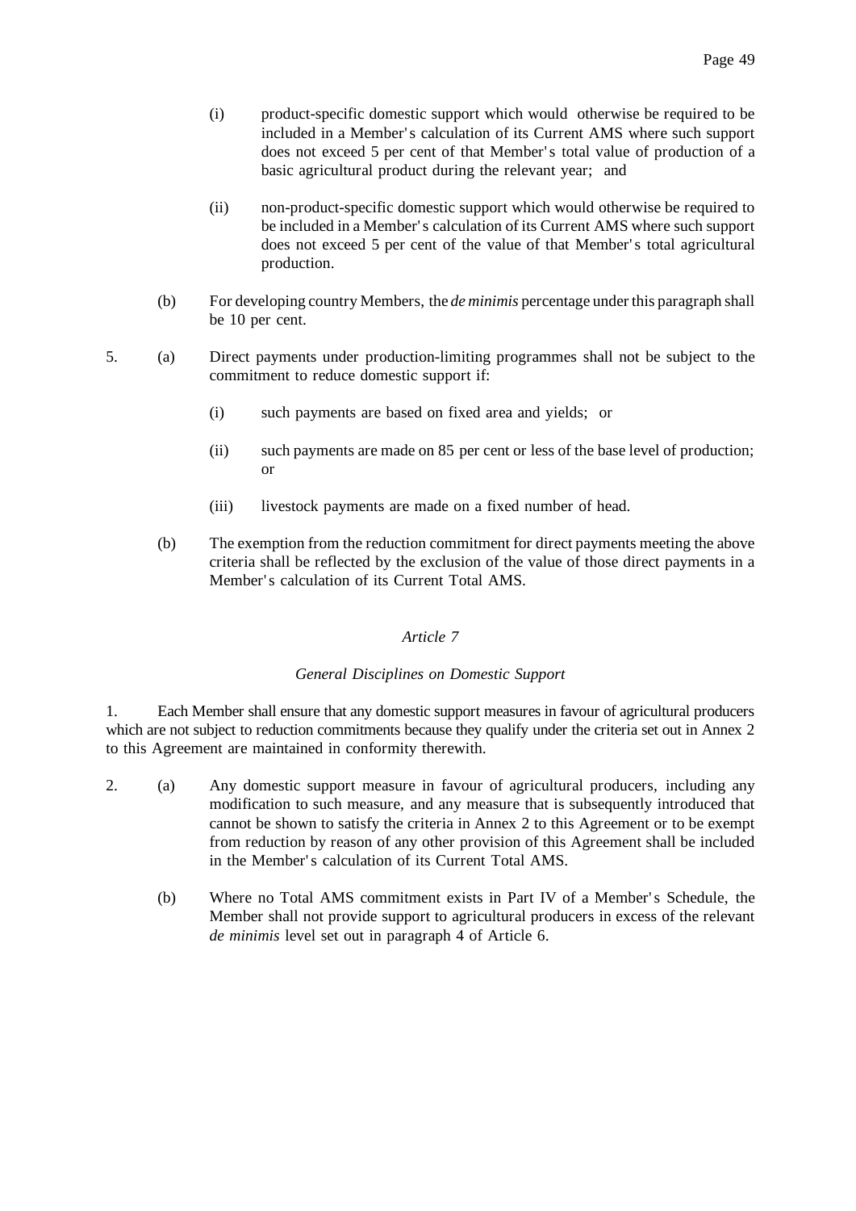(i) product-specific domestic support which would otherwise be required to be included in a Member's calculation of its Current AMS where such support does not exceed 5 per cent of that Member's total value of production of a basic agricultural product during the relevant year; and

(ii) non-product-specific domestic support which would otherwise be required to be included in a Member's calculation of its Current AMS where such support does not exceed 5 per cent of the value of that Member's total agricultural production.

(b) For developing country Members, the *de minimis* percentage under this paragraph shall be 10 per cent.

5. (a) Direct payments under production-limiting programmes shall not be subject to the commitment to reduce domestic support if:

(i) such payments are based on fixed area and yields; or

(ii) such payments are made on 85 per cent or less of the base level of production; or

(iii) livestock payments are made on a fixed number of head.

(b) The exemption from the reduction commitment for direct payments meeting the above criteria shall be reflected by the exclusion of the value of those direct payments in a Member's calculation of its Current Total AMS.

*Article 7*

*General Disciplines on Domestic Support*

1. Each Member shall ensure that any domestic support measures in favour of agricultural producers which are not subject to reduction commitments because they qualify under the criteria set out in Annex 2 to this Agreement are maintained in conformity therewith.

2. (a) Any domestic support measure in favour of agricultural producers, including any modification to such measure, and any measure that is subsequently introduced that cannot be shown to satisfy the criteria in Annex 2 to this Agreement or to be exempt from reduction by reason of any other provision of this Agreement shall be included in the Member's calculation of its Current Total AMS.

(b) Where no Total AMS commitment exists in Part IV of a Member's Schedule, the Member shall not provide support to agricultural producers in excess of the relevant *de minimis* level set out in paragraph 4 of Article 6.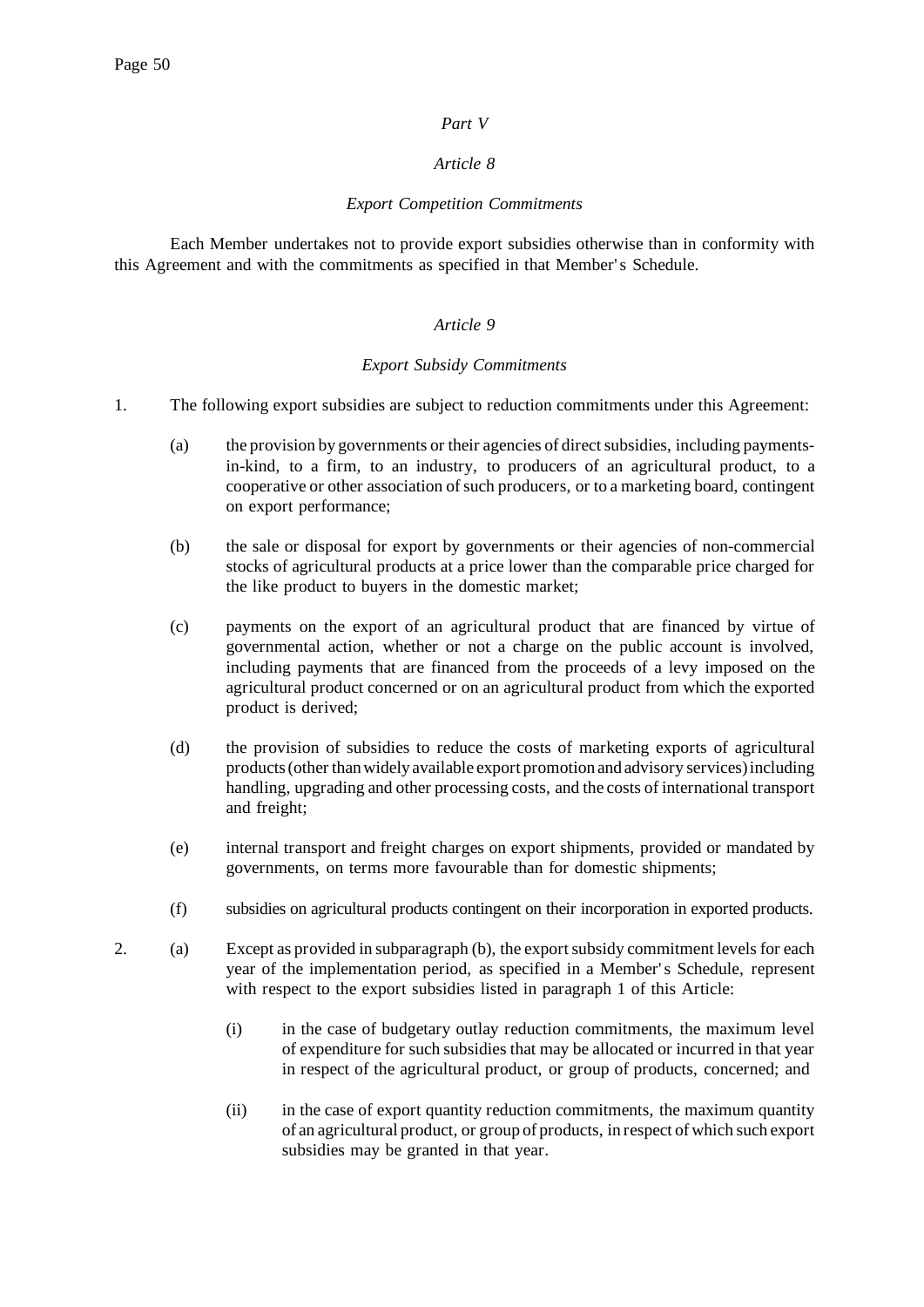*Part V*

*Article 8*

*Export Competition Commitments*

Each Member undertakes not to provide export subsidies otherwise than in conformity with this Agreement and with the commitments as specified in that Member's Schedule.

*Article 9*

*Export Subsidy Commitments*

1. The following export subsidies are subject to reduction commitments under this Agreement:

   (a) the provision by governments or their agencies of direct subsidies, including payments-in-kind, to a firm, to an industry, to producers of an agricultural product, to a cooperative or other association of such producers, or to a marketing board, contingent on export performance;

   (b) the sale or disposal for export by governments or their agencies of non-commercial stocks of agricultural products at a price lower than the comparable price charged for the like product to buyers in the domestic market;

   (c) payments on the export of an agricultural product that are financed by virtue of governmental action, whether or not a charge on the public account is involved, including payments that are financed from the proceeds of a levy imposed on the agricultural product concerned or on an agricultural product from which the exported product is derived;

   (d) the provision of subsidies to reduce the costs of marketing exports of agricultural products (other than widely available export promotion and advisory services) including handling, upgrading and other processing costs, and the costs of international transport and freight;

   (e) internal transport and freight charges on export shipments, provided or mandated by governments, on terms more favourable than for domestic shipments;

   (f) subsidies on agricultural products contingent on their incorporation in exported products.

2. (a) Except as provided in subparagraph (b), the export subsidy commitment levels for each year of the implementation period, as specified in a Member's Schedule, represent with respect to the export subsidies listed in paragraph 1 of this Article:

   (i) in the case of budgetary outlay reduction commitments, the maximum level of expenditure for such subsidies that may be allocated or incurred in that year in respect of the agricultural product, or group of products, concerned; and

   (ii) in the case of export quantity reduction commitments, the maximum quantity of an agricultural product, or group of products, in respect of which such export subsidies may be granted in that year.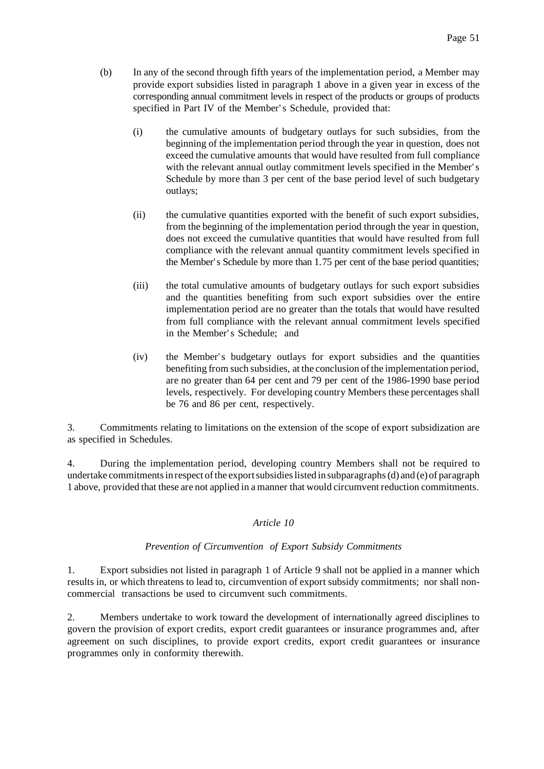(b) In any of the second through fifth years of the implementation period, a Member may provide export subsidies listed in paragraph 1 above in a given year in excess of the corresponding annual commitment levels in respect of the products or groups of products specified in Part IV of the Member's Schedule, provided that:

  (i) the cumulative amounts of budgetary outlays for such subsidies, from the beginning of the implementation period through the year in question, does not exceed the cumulative amounts that would have resulted from full compliance with the relevant annual outlay commitment levels specified in the Member's Schedule by more than 3 per cent of the base period level of such budgetary outlays;

  (ii) the cumulative quantities exported with the benefit of such export subsidies, from the beginning of the implementation period through the year in question, does not exceed the cumulative quantities that would have resulted from full compliance with the relevant annual quantity commitment levels specified in the Member's Schedule by more than 1.75 per cent of the base period quantities;

  (iii) the total cumulative amounts of budgetary outlays for such export subsidies and the quantities benefiting from such export subsidies over the entire implementation period are no greater than the totals that would have resulted from full compliance with the relevant annual commitment levels specified in the Member's Schedule; and

  (iv) the Member's budgetary outlays for export subsidies and the quantities benefiting from such subsidies, at the conclusion of the implementation period, are no greater than 64 per cent and 79 per cent of the 1986-1990 base period levels, respectively. For developing country Members these percentages shall be 76 and 86 per cent, respectively.

3. Commitments relating to limitations on the extension of the scope of export subsidization are as specified in Schedules.

4. During the implementation period, developing country Members shall not be required to undertake commitments in respect of the export subsidies listed in subparagraphs (d) and (e) of paragraph 1 above, provided that these are not applied in a manner that would circumvent reduction commitments.

## *Article 10*

### *Prevention of Circumvention of Export Subsidy Commitments*

1. Export subsidies not listed in paragraph 1 of Article 9 shall not be applied in a manner which results in, or which threatens to lead to, circumvention of export subsidy commitments; nor shall non-commercial transactions be used to circumvent such commitments.

2. Members undertake to work toward the development of internationally agreed disciplines to govern the provision of export credits, export credit guarantees or insurance programmes and, after agreement on such disciplines, to provide export credits, export credit guarantees or insurance programmes only in conformity therewith.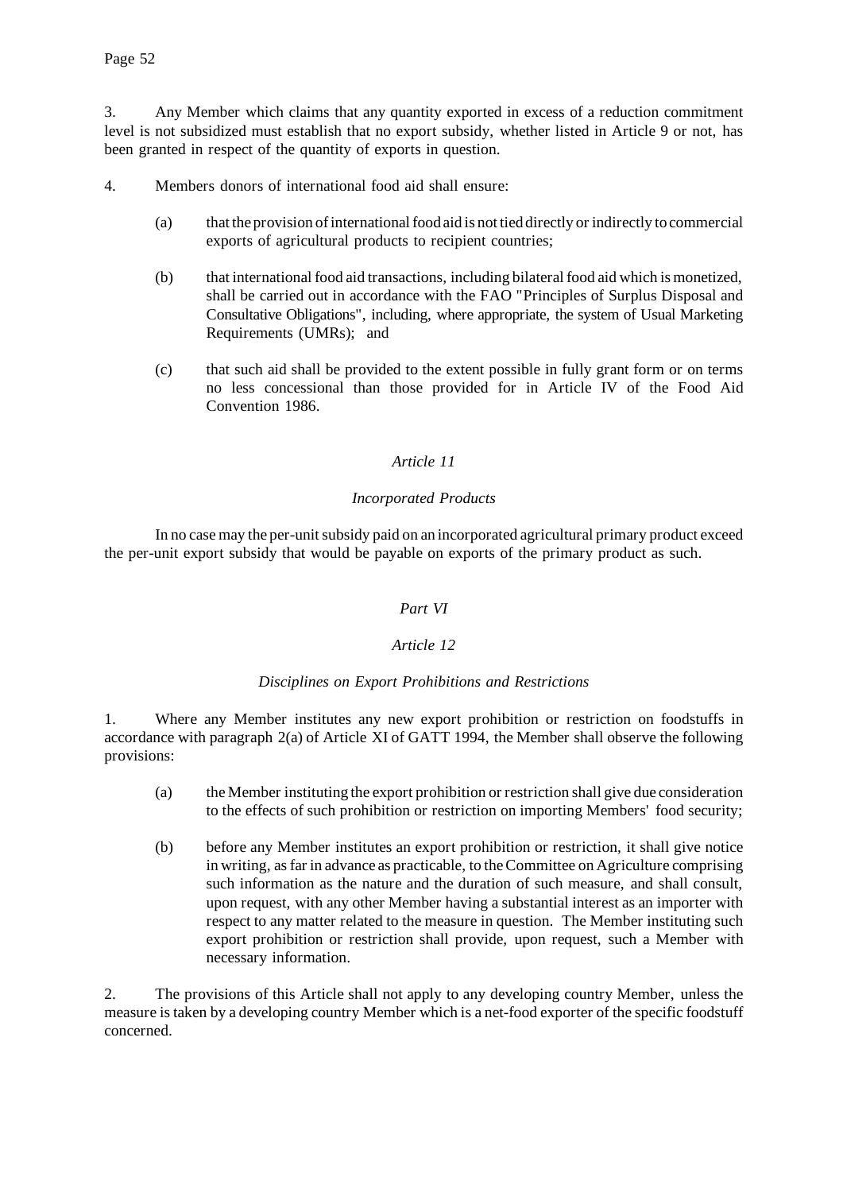3. Any Member which claims that any quantity exported in excess of a reduction commitment level is not subsidized must establish that no export subsidy, whether listed in Article 9 or not, has been granted in respect of the quantity of exports in question.

4. Members donors of international food aid shall ensure:

(a) that the provision of international food aid is not tied directly or indirectly to commercial exports of agricultural products to recipient countries;

(b) that international food aid transactions, including bilateral food aid which is monetized, shall be carried out in accordance with the FAO "Principles of Surplus Disposal and Consultative Obligations", including, where appropriate, the system of Usual Marketing Requirements (UMRs); and

(c) that such aid shall be provided to the extent possible in fully grant form or on terms no less concessional than those provided for in Article IV of the Food Aid Convention 1986.

*Article 11*

*Incorporated Products*

In no case may the per-unit subsidy paid on an incorporated agricultural primary product exceed the per-unit export subsidy that would be payable on exports of the primary product as such.

*Part VI*

*Article 12*

*Disciplines on Export Prohibitions and Restrictions*

1. Where any Member institutes any new export prohibition or restriction on foodstuffs in accordance with paragraph 2(a) of Article XI of GATT 1994, the Member shall observe the following provisions:

(a) the Member instituting the export prohibition or restriction shall give due consideration to the effects of such prohibition or restriction on importing Members' food security;

(b) before any Member institutes an export prohibition or restriction, it shall give notice in writing, as far in advance as practicable, to the Committee on Agriculture comprising such information as the nature and the duration of such measure, and shall consult, upon request, with any other Member having a substantial interest as an importer with respect to any matter related to the measure in question. The Member instituting such export prohibition or restriction shall provide, upon request, such a Member with necessary information.

2. The provisions of this Article shall not apply to any developing country Member, unless the measure is taken by a developing country Member which is a net-food exporter of the specific foodstuff concerned.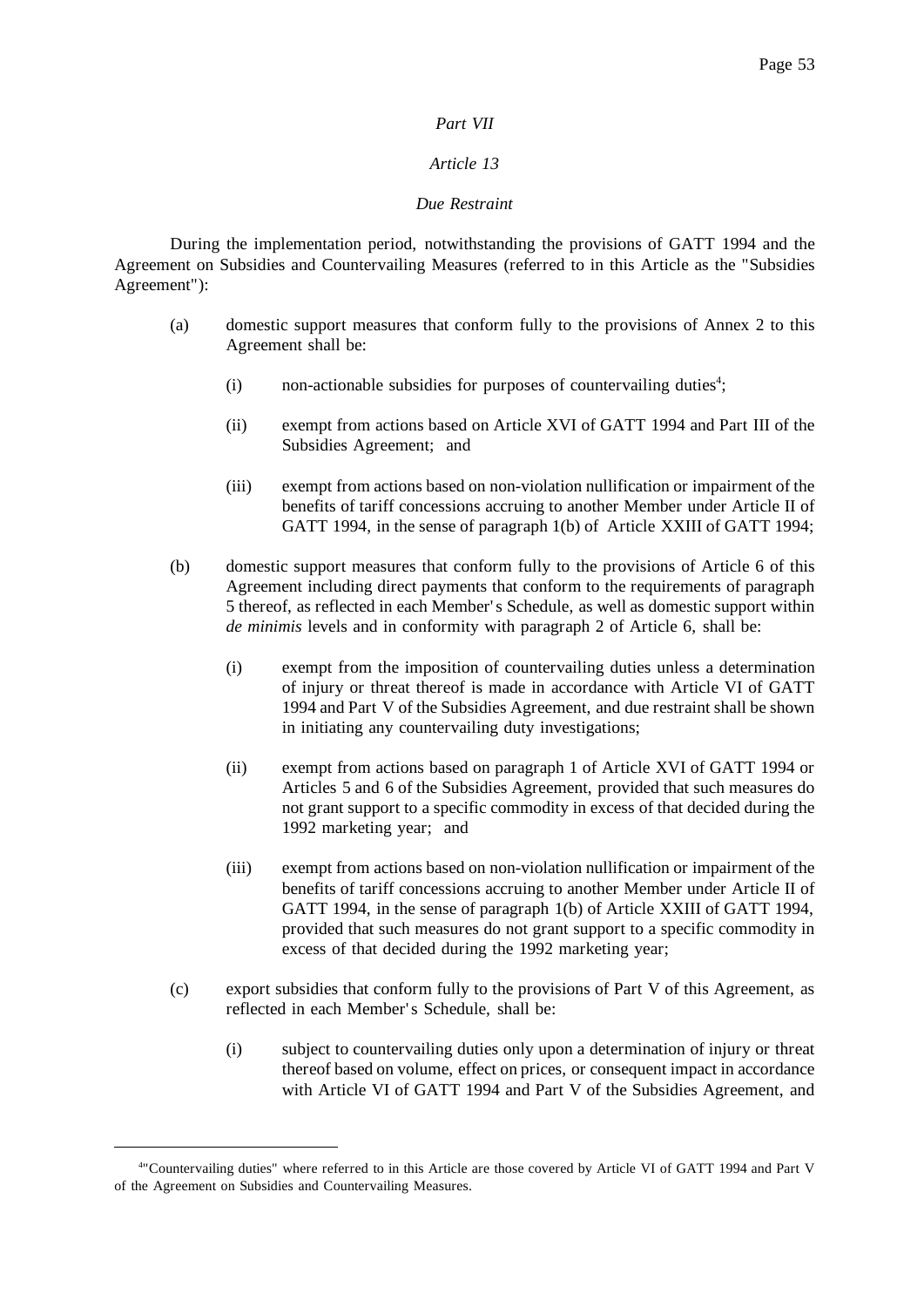*Part VII*

*Article 13*

*Due Restraint*

During the implementation period, notwithstanding the provisions of GATT 1994 and the Agreement on Subsidies and Countervailing Measures (referred to in this Article as the "Subsidies Agreement"):

(a) domestic support measures that conform fully to the provisions of Annex 2 to this Agreement shall be:

  (i) non-actionable subsidies for purposes of countervailing duties[4];

  (ii) exempt from actions based on Article XVI of GATT 1994 and Part III of the Subsidies Agreement; and

  (iii) exempt from actions based on non-violation nullification or impairment of the benefits of tariff concessions accruing to another Member under Article II of GATT 1994, in the sense of paragraph 1(b) of Article XXIII of GATT 1994;

(b) domestic support measures that conform fully to the provisions of Article 6 of this Agreement including direct payments that conform to the requirements of paragraph 5 thereof, as reflected in each Member's Schedule, as well as domestic support within *de minimis* levels and in conformity with paragraph 2 of Article 6, shall be:

  (i) exempt from the imposition of countervailing duties unless a determination of injury or threat thereof is made in accordance with Article VI of GATT 1994 and Part V of the Subsidies Agreement, and due restraint shall be shown in initiating any countervailing duty investigations;

  (ii) exempt from actions based on paragraph 1 of Article XVI of GATT 1994 or Articles 5 and 6 of the Subsidies Agreement, provided that such measures do not grant support to a specific commodity in excess of that decided during the 1992 marketing year; and

  (iii) exempt from actions based on non-violation nullification or impairment of the benefits of tariff concessions accruing to another Member under Article II of GATT 1994, in the sense of paragraph 1(b) of Article XXIII of GATT 1994, provided that such measures do not grant support to a specific commodity in excess of that decided during the 1992 marketing year;

(c) export subsidies that conform fully to the provisions of Part V of this Agreement, as reflected in each Member's Schedule, shall be:

  (i) subject to countervailing duties only upon a determination of injury or threat thereof based on volume, effect on prices, or consequent impact in accordance with Article VI of GATT 1994 and Part V of the Subsidies Agreement, and

---

[4] "Countervailing duties" where referred to in this Article are those covered by Article VI of GATT 1994 and Part V of the Agreement on Subsidies and Countervailing Measures.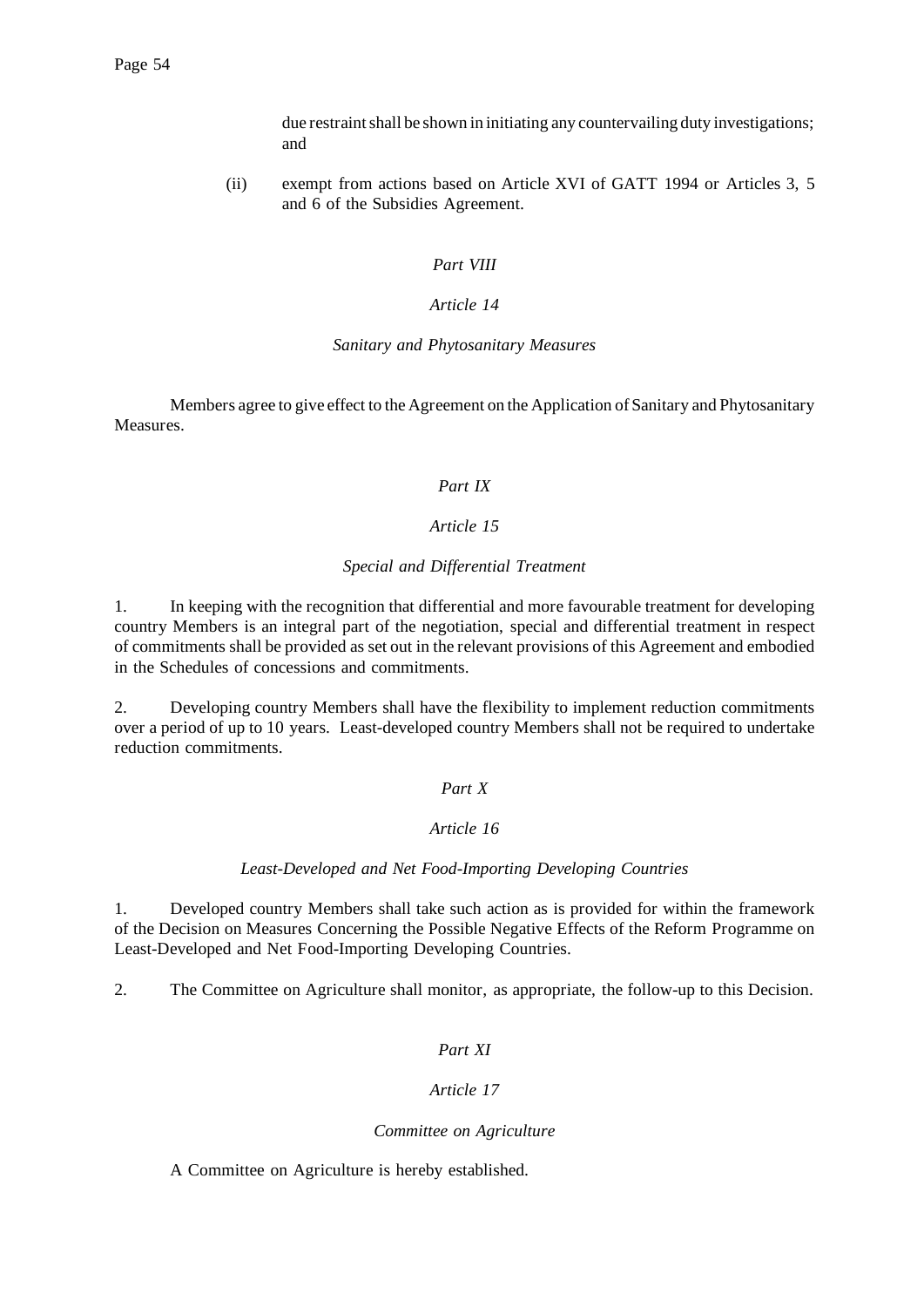due restraint shall be shown in initiating any countervailing duty investigations; and

(ii) exempt from actions based on Article XVI of GATT 1994 or Articles 3, 5 and 6 of the Subsidies Agreement.

*Part VIII*

*Article 14*

*Sanitary and Phytosanitary Measures*

Members agree to give effect to the Agreement on the Application of Sanitary and Phytosanitary Measures.

*Part IX*

*Article 15*

*Special and Differential Treatment*

1. In keeping with the recognition that differential and more favourable treatment for developing country Members is an integral part of the negotiation, special and differential treatment in respect of commitments shall be provided as set out in the relevant provisions of this Agreement and embodied in the Schedules of concessions and commitments.

2. Developing country Members shall have the flexibility to implement reduction commitments over a period of up to 10 years. Least-developed country Members shall not be required to undertake reduction commitments.

*Part X*

*Article 16*

*Least-Developed and Net Food-Importing Developing Countries*

1. Developed country Members shall take such action as is provided for within the framework of the Decision on Measures Concerning the Possible Negative Effects of the Reform Programme on Least-Developed and Net Food-Importing Developing Countries.

2. The Committee on Agriculture shall monitor, as appropriate, the follow-up to this Decision.

*Part XI*

*Article 17*

*Committee on Agriculture*

A Committee on Agriculture is hereby established.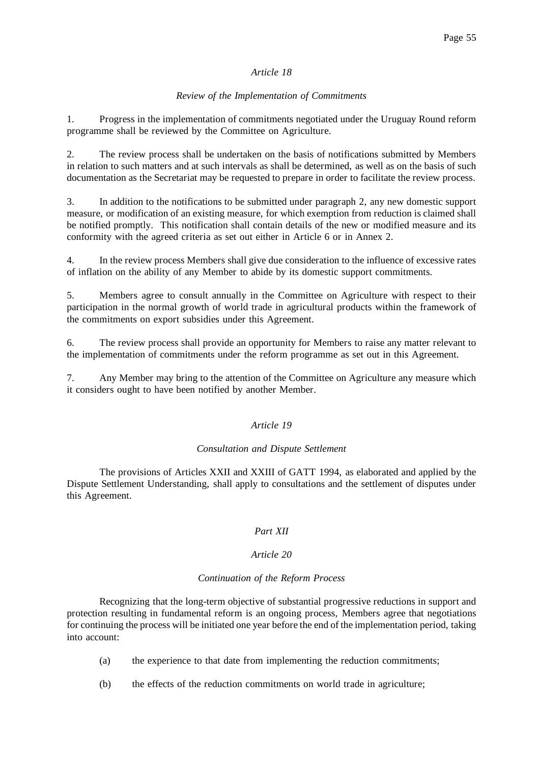*Article 18*

*Review of the Implementation of Commitments*

1. Progress in the implementation of commitments negotiated under the Uruguay Round reform programme shall be reviewed by the Committee on Agriculture.

2. The review process shall be undertaken on the basis of notifications submitted by Members in relation to such matters and at such intervals as shall be determined, as well as on the basis of such documentation as the Secretariat may be requested to prepare in order to facilitate the review process.

3. In addition to the notifications to be submitted under paragraph 2, any new domestic support measure, or modification of an existing measure, for which exemption from reduction is claimed shall be notified promptly. This notification shall contain details of the new or modified measure and its conformity with the agreed criteria as set out either in Article 6 or in Annex 2.

4. In the review process Members shall give due consideration to the influence of excessive rates of inflation on the ability of any Member to abide by its domestic support commitments.

5. Members agree to consult annually in the Committee on Agriculture with respect to their participation in the normal growth of world trade in agricultural products within the framework of the commitments on export subsidies under this Agreement.

6. The review process shall provide an opportunity for Members to raise any matter relevant to the implementation of commitments under the reform programme as set out in this Agreement.

7. Any Member may bring to the attention of the Committee on Agriculture any measure which it considers ought to have been notified by another Member.

*Article 19*

*Consultation and Dispute Settlement*

The provisions of Articles XXII and XXIII of GATT 1994, as elaborated and applied by the Dispute Settlement Understanding, shall apply to consultations and the settlement of disputes under this Agreement.

*Part XII*

*Article 20*

*Continuation of the Reform Process*

Recognizing that the long-term objective of substantial progressive reductions in support and protection resulting in fundamental reform is an ongoing process, Members agree that negotiations for continuing the process will be initiated one year before the end of the implementation period, taking into account:

(a) the experience to that date from implementing the reduction commitments;

(b) the effects of the reduction commitments on world trade in agriculture;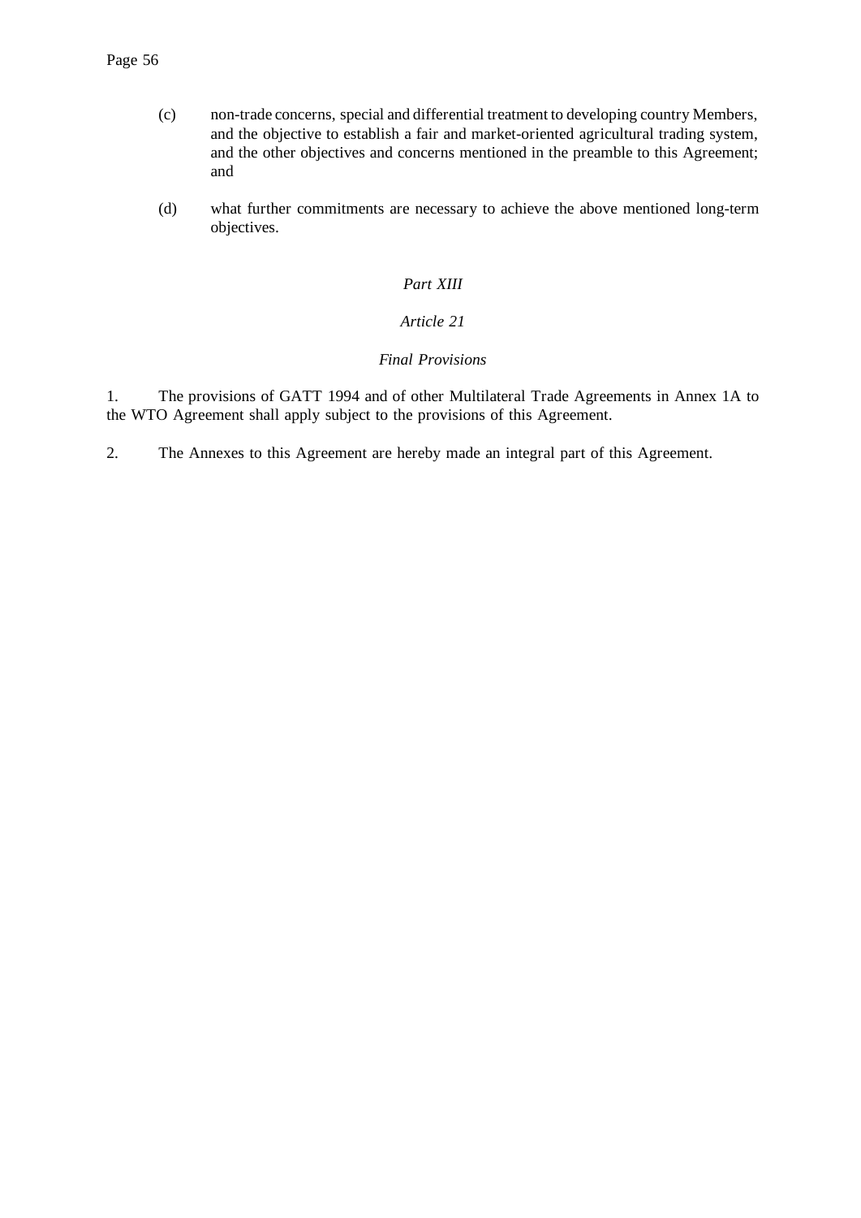(c) non-trade concerns, special and differential treatment to developing country Members, and the objective to establish a fair and market-oriented agricultural trading system, and the other objectives and concerns mentioned in the preamble to this Agreement; and

(d) what further commitments are necessary to achieve the above mentioned long-term objectives.

*Part XIII*

*Article 21*

*Final Provisions*

1. The provisions of GATT 1994 and of other Multilateral Trade Agreements in Annex 1A to the WTO Agreement shall apply subject to the provisions of this Agreement.

2. The Annexes to this Agreement are hereby made an integral part of this Agreement.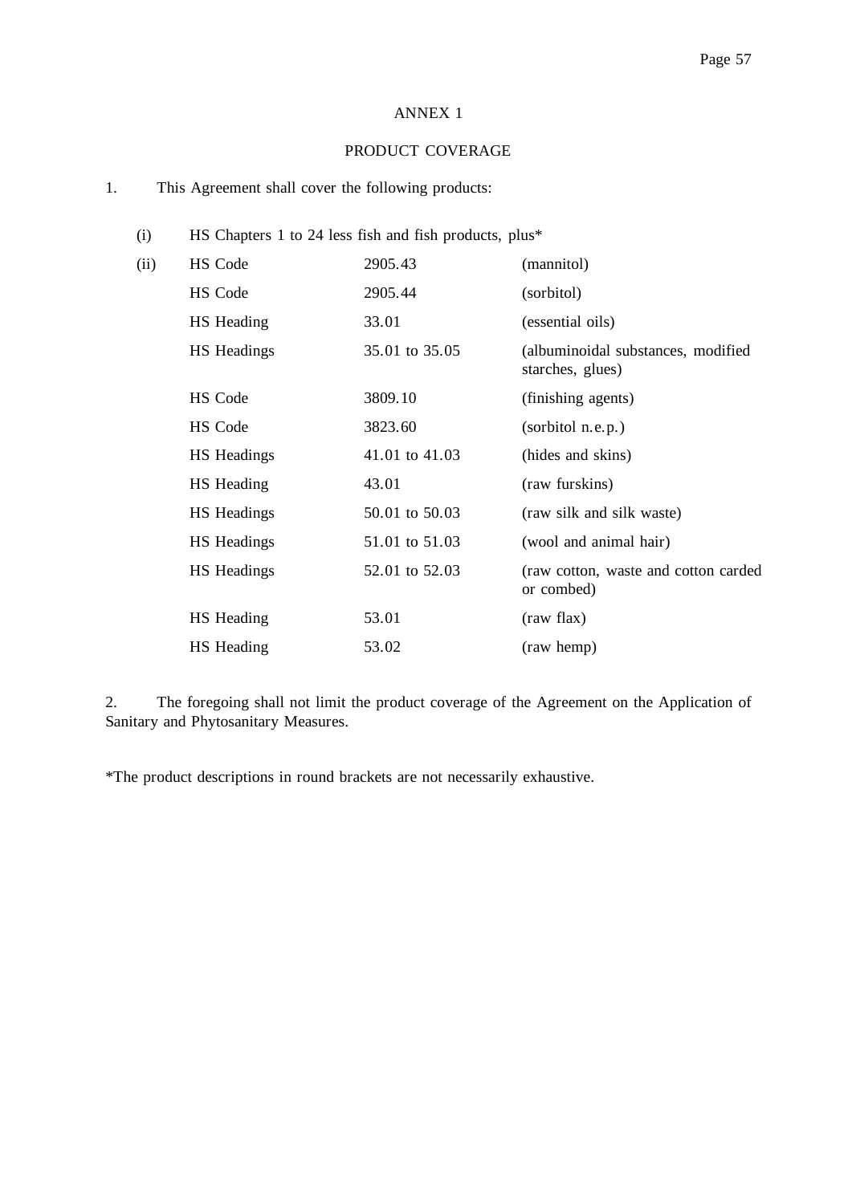# ANNEX 1

## PRODUCT COVERAGE

1. This Agreement shall cover the following products:

(i) HS Chapters 1 to 24 less fish and fish products, plus*

| | | | |
|---|---|---|---|
| (ii) | HS Code | 2905.43 | (mannitol) |
| | HS Code | 2905.44 | (sorbitol) |
| | HS Heading | 33.01 | (essential oils) |
| | HS Headings | 35.01 to 35.05 | (albuminoidal substances, modified starches, glues) |
| | HS Code | 3809.10 | (finishing agents) |
| | HS Code | 3823.60 | (sorbitol n.e.p.) |
| | HS Headings | 41.01 to 41.03 | (hides and skins) |
| | HS Heading | 43.01 | (raw furskins) |
| | HS Headings | 50.01 to 50.03 | (raw silk and silk waste) |
| | HS Headings | 51.01 to 51.03 | (wool and animal hair) |
| | HS Headings | 52.01 to 52.03 | (raw cotton, waste and cotton carded or combed) |
| | HS Heading | 53.01 | (raw flax) |
| | HS Heading | 53.02 | (raw hemp) |

2. The foregoing shall not limit the product coverage of the Agreement on the Application of Sanitary and Phytosanitary Measures.

*The product descriptions in round brackets are not necessarily exhaustive.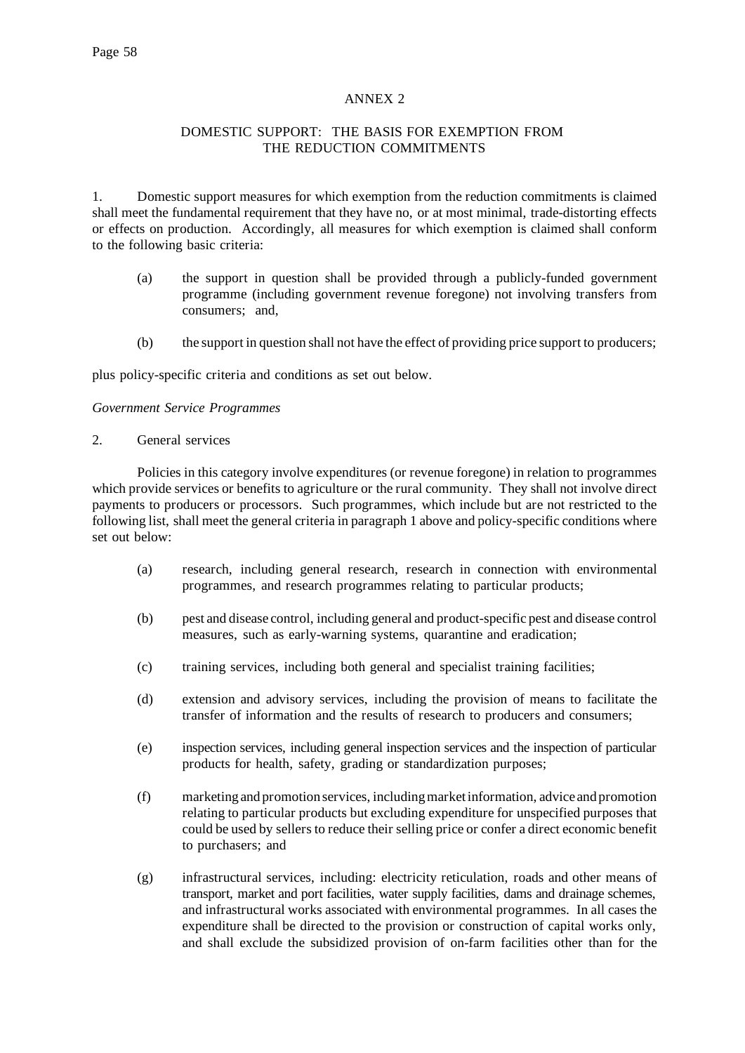ANNEX 2

DOMESTIC SUPPORT: THE BASIS FOR EXEMPTION FROM THE REDUCTION COMMITMENTS

1. Domestic support measures for which exemption from the reduction commitments is claimed shall meet the fundamental requirement that they have no, or at most minimal, trade-distorting effects or effects on production. Accordingly, all measures for which exemption is claimed shall conform to the following basic criteria:

(a) the support in question shall be provided through a publicly-funded government programme (including government revenue foregone) not involving transfers from consumers; and,

(b) the support in question shall not have the effect of providing price support to producers;

plus policy-specific criteria and conditions as set out below.

*Government Service Programmes*

2. General services

Policies in this category involve expenditures (or revenue foregone) in relation to programmes which provide services or benefits to agriculture or the rural community. They shall not involve direct payments to producers or processors. Such programmes, which include but are not restricted to the following list, shall meet the general criteria in paragraph 1 above and policy-specific conditions where set out below:

(a) research, including general research, research in connection with environmental programmes, and research programmes relating to particular products;

(b) pest and disease control, including general and product-specific pest and disease control measures, such as early-warning systems, quarantine and eradication;

(c) training services, including both general and specialist training facilities;

(d) extension and advisory services, including the provision of means to facilitate the transfer of information and the results of research to producers and consumers;

(e) inspection services, including general inspection services and the inspection of particular products for health, safety, grading or standardization purposes;

(f) marketing and promotion services, including market information, advice and promotion relating to particular products but excluding expenditure for unspecified purposes that could be used by sellers to reduce their selling price or confer a direct economic benefit to purchasers; and

(g) infrastructural services, including: electricity reticulation, roads and other means of transport, market and port facilities, water supply facilities, dams and drainage schemes, and infrastructural works associated with environmental programmes. In all cases the expenditure shall be directed to the provision or construction of capital works only, and shall exclude the subsidized provision of on-farm facilities other than for the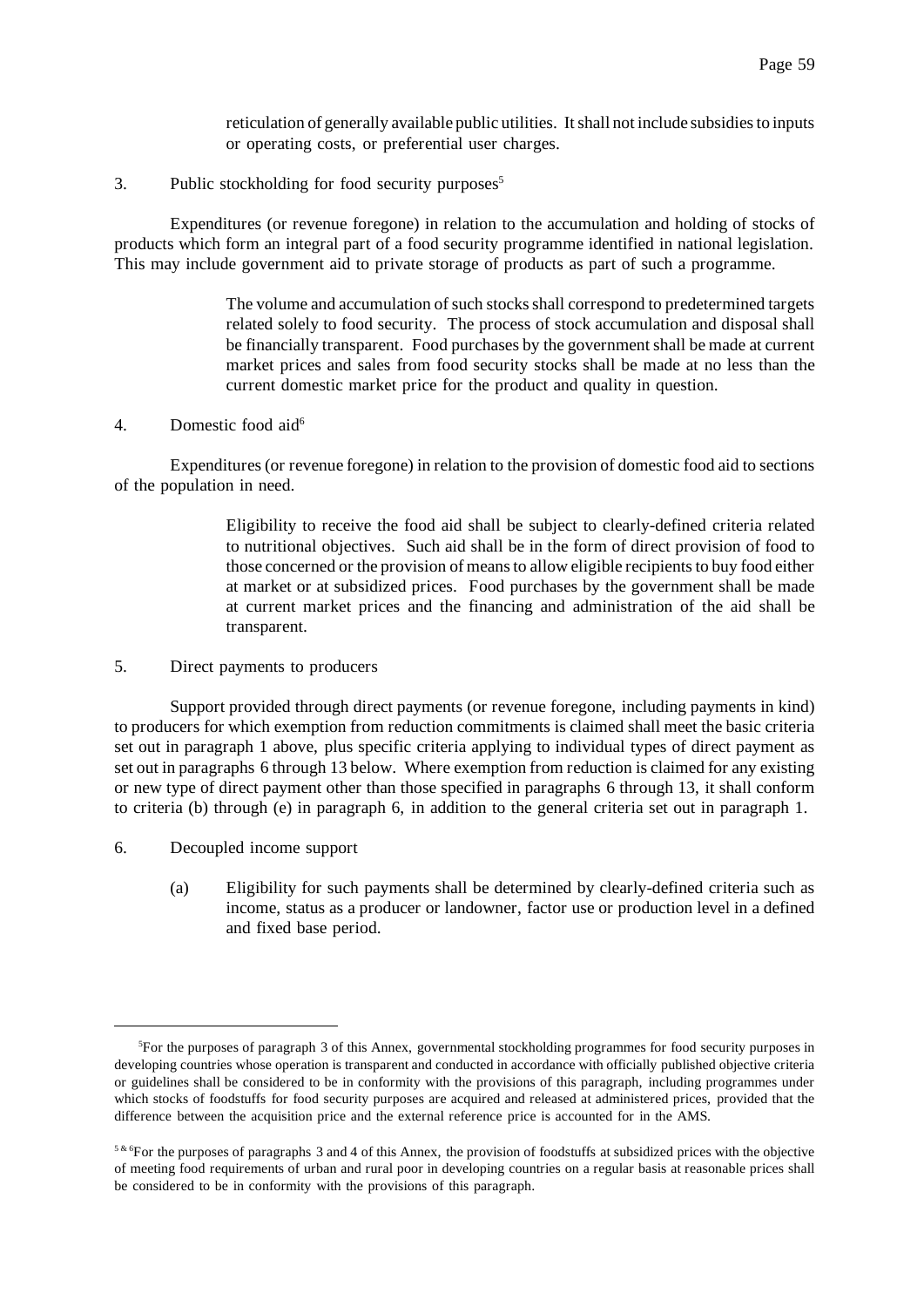reticulation of generally available public utilities. It shall not include subsidies to inputs or operating costs, or preferential user charges.

3. Public stockholding for food security purposes[5]

Expenditures (or revenue foregone) in relation to the accumulation and holding of stocks of products which form an integral part of a food security programme identified in national legislation. This may include government aid to private storage of products as part of such a programme.

> The volume and accumulation of such stocks shall correspond to predetermined targets related solely to food security. The process of stock accumulation and disposal shall be financially transparent. Food purchases by the government shall be made at current market prices and sales from food security stocks shall be made at no less than the current domestic market price for the product and quality in question.

4. Domestic food aid[6]

Expenditures (or revenue foregone) in relation to the provision of domestic food aid to sections of the population in need.

> Eligibility to receive the food aid shall be subject to clearly-defined criteria related to nutritional objectives. Such aid shall be in the form of direct provision of food to those concerned or the provision of means to allow eligible recipients to buy food either at market or at subsidized prices. Food purchases by the government shall be made at current market prices and the financing and administration of the aid shall be transparent.

5. Direct payments to producers

Support provided through direct payments (or revenue foregone, including payments in kind) to producers for which exemption from reduction commitments is claimed shall meet the basic criteria set out in paragraph 1 above, plus specific criteria applying to individual types of direct payment as set out in paragraphs 6 through 13 below. Where exemption from reduction is claimed for any existing or new type of direct payment other than those specified in paragraphs 6 through 13, it shall conform to criteria (b) through (e) in paragraph 6, in addition to the general criteria set out in paragraph 1.

6. Decoupled income support

(a) Eligibility for such payments shall be determined by clearly-defined criteria such as income, status as a producer or landowner, factor use or production level in a defined and fixed base period.

---

[5]For the purposes of paragraph 3 of this Annex, governmental stockholding programmes for food security purposes in developing countries whose operation is transparent and conducted in accordance with officially published objective criteria or guidelines shall be considered to be in conformity with the provisions of this paragraph, including programmes under which stocks of foodstuffs for food security purposes are acquired and released at administered prices, provided that the difference between the acquisition price and the external reference price is accounted for in the AMS.

[5 & 6]For the purposes of paragraphs 3 and 4 of this Annex, the provision of foodstuffs at subsidized prices with the objective of meeting food requirements of urban and rural poor in developing countries on a regular basis at reasonable prices shall be considered to be in conformity with the provisions of this paragraph.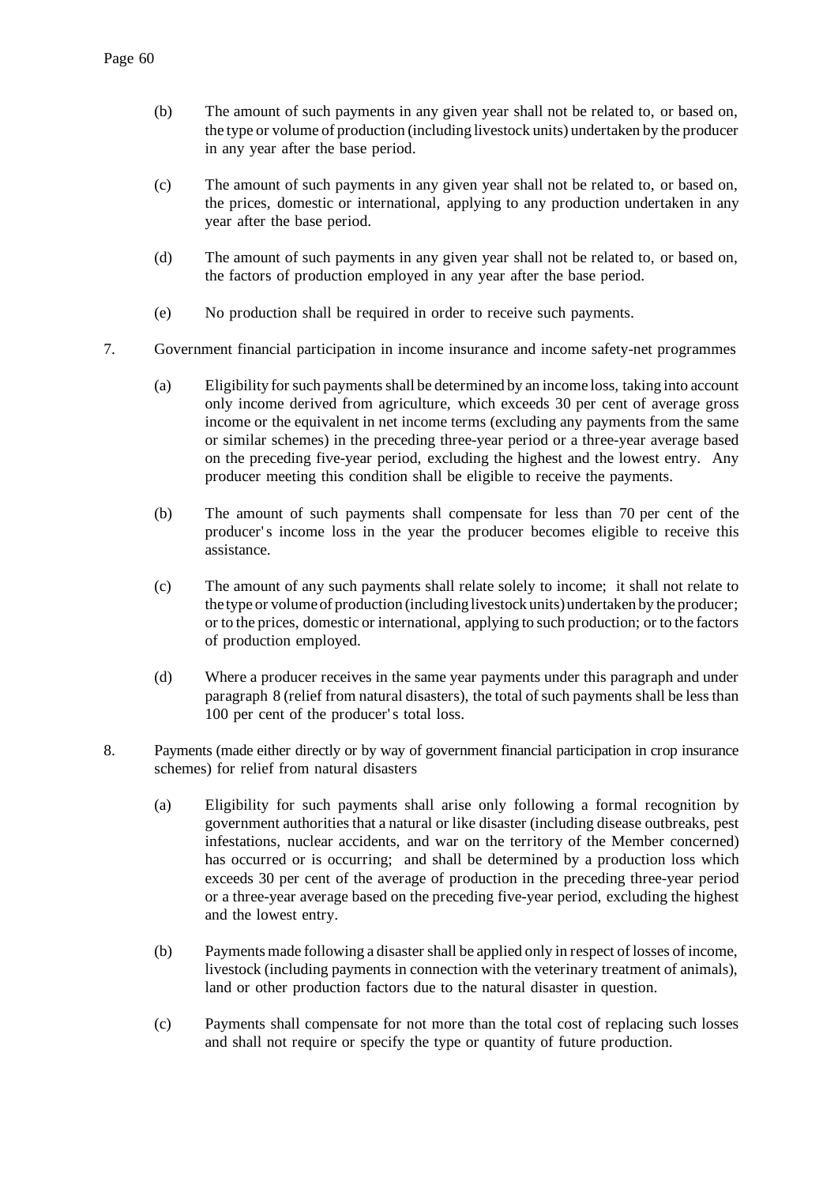(b) The amount of such payments in any given year shall not be related to, or based on, the type or volume of production (including livestock units) undertaken by the producer in any year after the base period.

(c) The amount of such payments in any given year shall not be related to, or based on, the prices, domestic or international, applying to any production undertaken in any year after the base period.

(d) The amount of such payments in any given year shall not be related to, or based on, the factors of production employed in any year after the base period.

(e) No production shall be required in order to receive such payments.

7. Government financial participation in income insurance and income safety-net programmes

(a) Eligibility for such payments shall be determined by an income loss, taking into account only income derived from agriculture, which exceeds 30 per cent of average gross income or the equivalent in net income terms (excluding any payments from the same or similar schemes) in the preceding three-year period or a three-year average based on the preceding five-year period, excluding the highest and the lowest entry. Any producer meeting this condition shall be eligible to receive the payments.

(b) The amount of such payments shall compensate for less than 70 per cent of the producer's income loss in the year the producer becomes eligible to receive this assistance.

(c) The amount of any such payments shall relate solely to income; it shall not relate to the type or volume of production (including livestock units) undertaken by the producer; or to the prices, domestic or international, applying to such production; or to the factors of production employed.

(d) Where a producer receives in the same year payments under this paragraph and under paragraph 8 (relief from natural disasters), the total of such payments shall be less than 100 per cent of the producer's total loss.

8. Payments (made either directly or by way of government financial participation in crop insurance schemes) for relief from natural disasters

(a) Eligibility for such payments shall arise only following a formal recognition by government authorities that a natural or like disaster (including disease outbreaks, pest infestations, nuclear accidents, and war on the territory of the Member concerned) has occurred or is occurring; and shall be determined by a production loss which exceeds 30 per cent of the average of production in the preceding three-year period or a three-year average based on the preceding five-year period, excluding the highest and the lowest entry.

(b) Payments made following a disaster shall be applied only in respect of losses of income, livestock (including payments in connection with the veterinary treatment of animals), land or other production factors due to the natural disaster in question.

(c) Payments shall compensate for not more than the total cost of replacing such losses and shall not require or specify the type or quantity of future production.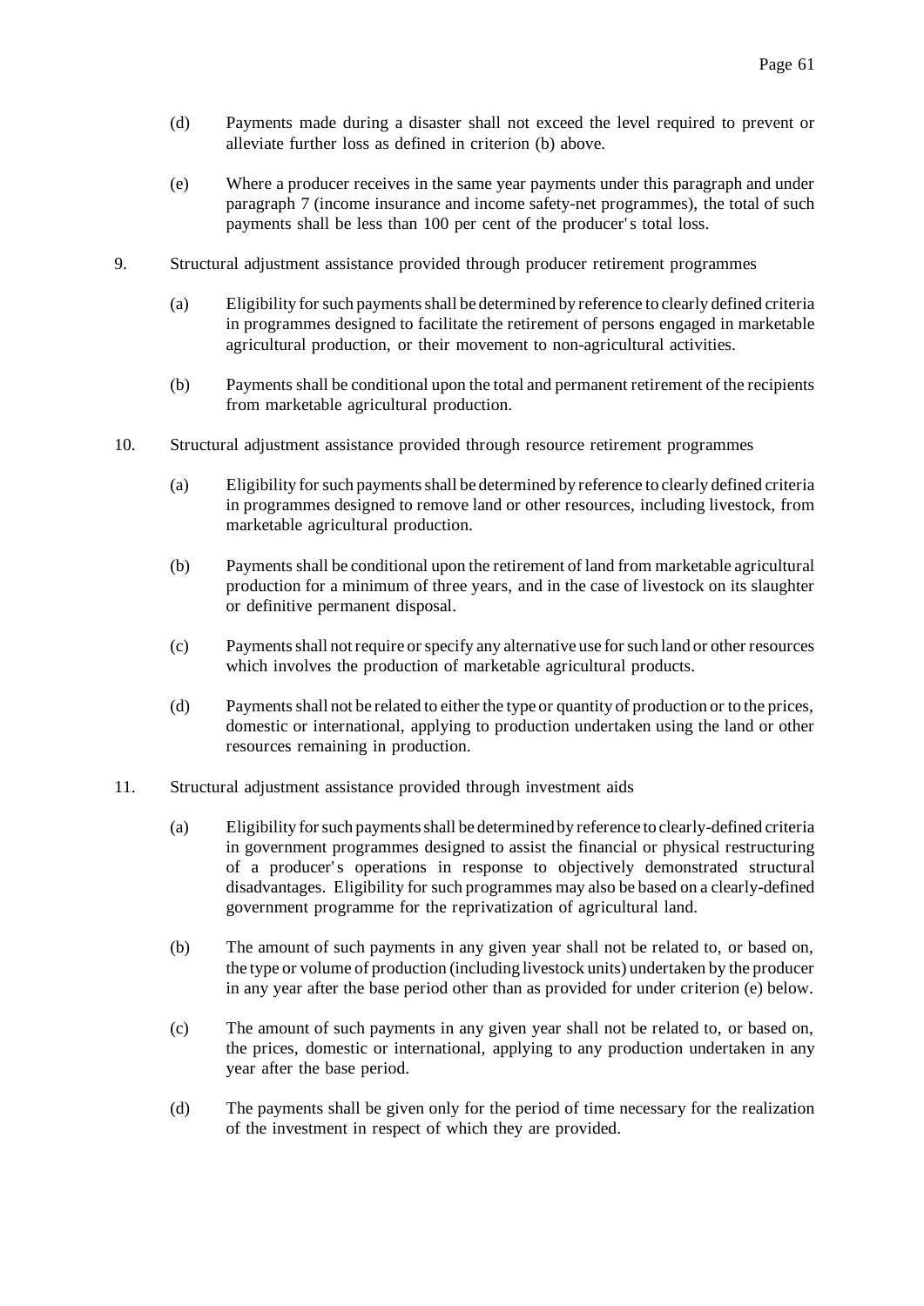(d) Payments made during a disaster shall not exceed the level required to prevent or alleviate further loss as defined in criterion (b) above.

(e) Where a producer receives in the same year payments under this paragraph and under paragraph 7 (income insurance and income safety-net programmes), the total of such payments shall be less than 100 per cent of the producer's total loss.

9. Structural adjustment assistance provided through producer retirement programmes

(a) Eligibility for such payments shall be determined by reference to clearly defined criteria in programmes designed to facilitate the retirement of persons engaged in marketable agricultural production, or their movement to non-agricultural activities.

(b) Payments shall be conditional upon the total and permanent retirement of the recipients from marketable agricultural production.

10. Structural adjustment assistance provided through resource retirement programmes

(a) Eligibility for such payments shall be determined by reference to clearly defined criteria in programmes designed to remove land or other resources, including livestock, from marketable agricultural production.

(b) Payments shall be conditional upon the retirement of land from marketable agricultural production for a minimum of three years, and in the case of livestock on its slaughter or definitive permanent disposal.

(c) Payments shall not require or specify any alternative use for such land or other resources which involves the production of marketable agricultural products.

(d) Payments shall not be related to either the type or quantity of production or to the prices, domestic or international, applying to production undertaken using the land or other resources remaining in production.

11. Structural adjustment assistance provided through investment aids

(a) Eligibility for such payments shall be determined by reference to clearly-defined criteria in government programmes designed to assist the financial or physical restructuring of a producer's operations in response to objectively demonstrated structural disadvantages. Eligibility for such programmes may also be based on a clearly-defined government programme for the reprivatization of agricultural land.

(b) The amount of such payments in any given year shall not be related to, or based on, the type or volume of production (including livestock units) undertaken by the producer in any year after the base period other than as provided for under criterion (e) below.

(c) The amount of such payments in any given year shall not be related to, or based on, the prices, domestic or international, applying to any production undertaken in any year after the base period.

(d) The payments shall be given only for the period of time necessary for the realization of the investment in respect of which they are provided.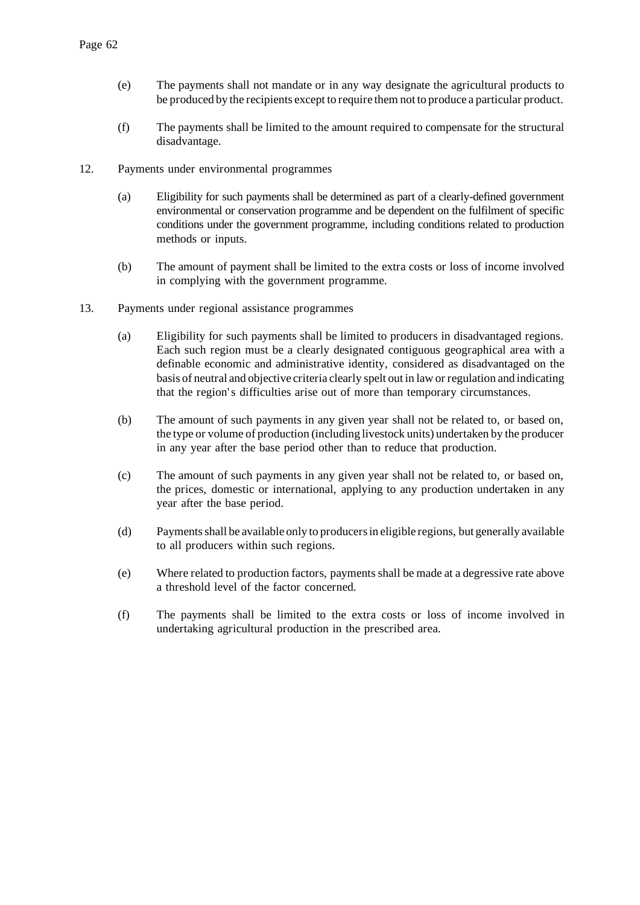(e) The payments shall not mandate or in any way designate the agricultural products to be produced by the recipients except to require them not to produce a particular product.

(f) The payments shall be limited to the amount required to compensate for the structural disadvantage.

12. Payments under environmental programmes

(a) Eligibility for such payments shall be determined as part of a clearly-defined government environmental or conservation programme and be dependent on the fulfilment of specific conditions under the government programme, including conditions related to production methods or inputs.

(b) The amount of payment shall be limited to the extra costs or loss of income involved in complying with the government programme.

13. Payments under regional assistance programmes

(a) Eligibility for such payments shall be limited to producers in disadvantaged regions. Each such region must be a clearly designated contiguous geographical area with a definable economic and administrative identity, considered as disadvantaged on the basis of neutral and objective criteria clearly spelt out in law or regulation and indicating that the region's difficulties arise out of more than temporary circumstances.

(b) The amount of such payments in any given year shall not be related to, or based on, the type or volume of production (including livestock units) undertaken by the producer in any year after the base period other than to reduce that production.

(c) The amount of such payments in any given year shall not be related to, or based on, the prices, domestic or international, applying to any production undertaken in any year after the base period.

(d) Payments shall be available only to producers in eligible regions, but generally available to all producers within such regions.

(e) Where related to production factors, payments shall be made at a degressive rate above a threshold level of the factor concerned.

(f) The payments shall be limited to the extra costs or loss of income involved in undertaking agricultural production in the prescribed area.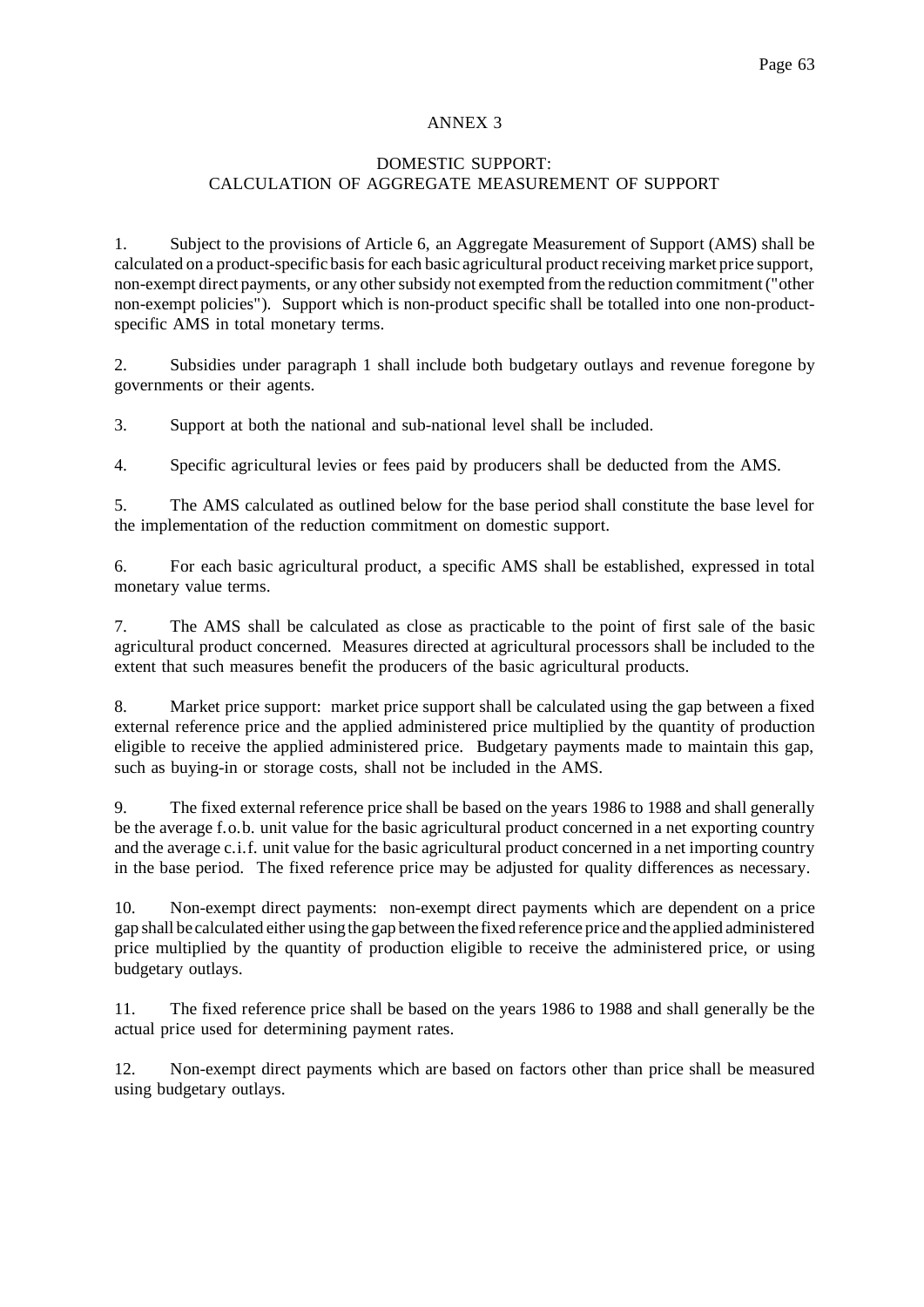# ANNEX 3

## DOMESTIC SUPPORT: CALCULATION OF AGGREGATE MEASUREMENT OF SUPPORT

1. Subject to the provisions of Article 6, an Aggregate Measurement of Support (AMS) shall be calculated on a product-specific basis for each basic agricultural product receiving market price support, non-exempt direct payments, or any other subsidy not exempted from the reduction commitment ("other non-exempt policies"). Support which is non-product specific shall be totalled into one non-product-specific AMS in total monetary terms.

2. Subsidies under paragraph 1 shall include both budgetary outlays and revenue foregone by governments or their agents.

3. Support at both the national and sub-national level shall be included.

4. Specific agricultural levies or fees paid by producers shall be deducted from the AMS.

5. The AMS calculated as outlined below for the base period shall constitute the base level for the implementation of the reduction commitment on domestic support.

6. For each basic agricultural product, a specific AMS shall be established, expressed in total monetary value terms.

7. The AMS shall be calculated as close as practicable to the point of first sale of the basic agricultural product concerned. Measures directed at agricultural processors shall be included to the extent that such measures benefit the producers of the basic agricultural products.

8. Market price support: market price support shall be calculated using the gap between a fixed external reference price and the applied administered price multiplied by the quantity of production eligible to receive the applied administered price. Budgetary payments made to maintain this gap, such as buying-in or storage costs, shall not be included in the AMS.

9. The fixed external reference price shall be based on the years 1986 to 1988 and shall generally be the average f.o.b. unit value for the basic agricultural product concerned in a net exporting country and the average c.i.f. unit value for the basic agricultural product concerned in a net importing country in the base period. The fixed reference price may be adjusted for quality differences as necessary.

10. Non-exempt direct payments: non-exempt direct payments which are dependent on a price gap shall be calculated either using the gap between the fixed reference price and the applied administered price multiplied by the quantity of production eligible to receive the administered price, or using budgetary outlays.

11. The fixed reference price shall be based on the years 1986 to 1988 and shall generally be the actual price used for determining payment rates.

12. Non-exempt direct payments which are based on factors other than price shall be measured using budgetary outlays.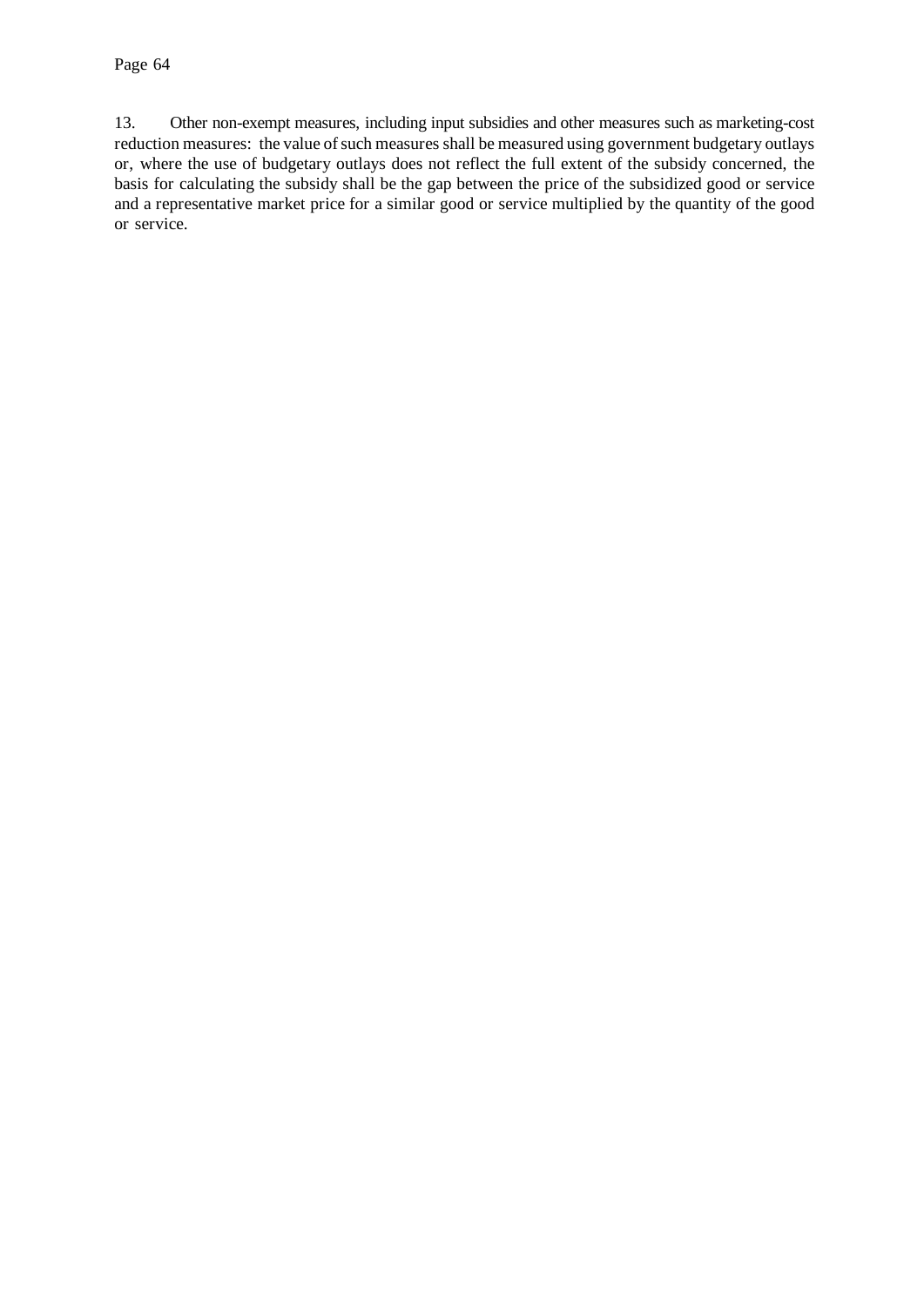13. Other non-exempt measures, including input subsidies and other measures such as marketing-cost reduction measures: the value of such measures shall be measured using government budgetary outlays or, where the use of budgetary outlays does not reflect the full extent of the subsidy concerned, the basis for calculating the subsidy shall be the gap between the price of the subsidized good or service and a representative market price for a similar good or service multiplied by the quantity of the good or service.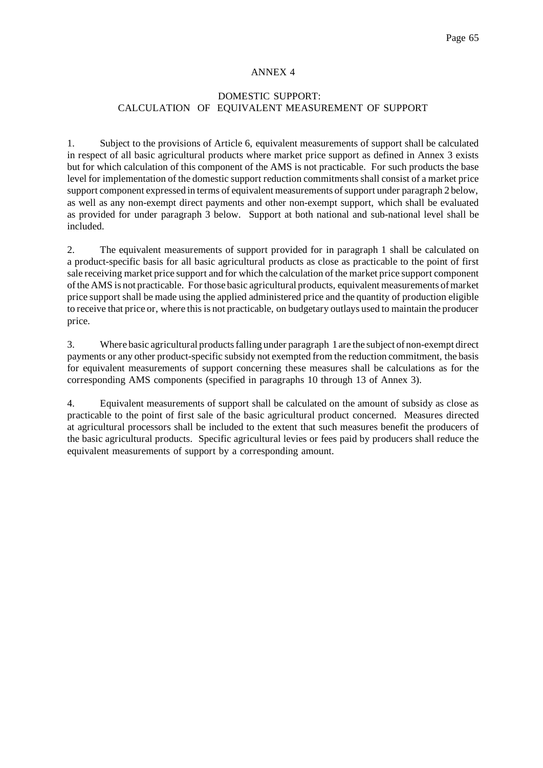# ANNEX 4

## DOMESTIC SUPPORT:
## CALCULATION OF EQUIVALENT MEASUREMENT OF SUPPORT

1. Subject to the provisions of Article 6, equivalent measurements of support shall be calculated in respect of all basic agricultural products where market price support as defined in Annex 3 exists but for which calculation of this component of the AMS is not practicable. For such products the base level for implementation of the domestic support reduction commitments shall consist of a market price support component expressed in terms of equivalent measurements of support under paragraph 2 below, as well as any non-exempt direct payments and other non-exempt support, which shall be evaluated as provided for under paragraph 3 below. Support at both national and sub-national level shall be included.

2. The equivalent measurements of support provided for in paragraph 1 shall be calculated on a product-specific basis for all basic agricultural products as close as practicable to the point of first sale receiving market price support and for which the calculation of the market price support component of the AMS is not practicable. For those basic agricultural products, equivalent measurements of market price support shall be made using the applied administered price and the quantity of production eligible to receive that price or, where this is not practicable, on budgetary outlays used to maintain the producer price.

3. Where basic agricultural products falling under paragraph 1 are the subject of non-exempt direct payments or any other product-specific subsidy not exempted from the reduction commitment, the basis for equivalent measurements of support concerning these measures shall be calculations as for the corresponding AMS components (specified in paragraphs 10 through 13 of Annex 3).

4. Equivalent measurements of support shall be calculated on the amount of subsidy as close as practicable to the point of first sale of the basic agricultural product concerned. Measures directed at agricultural processors shall be included to the extent that such measures benefit the producers of the basic agricultural products. Specific agricultural levies or fees paid by producers shall reduce the equivalent measurements of support by a corresponding amount.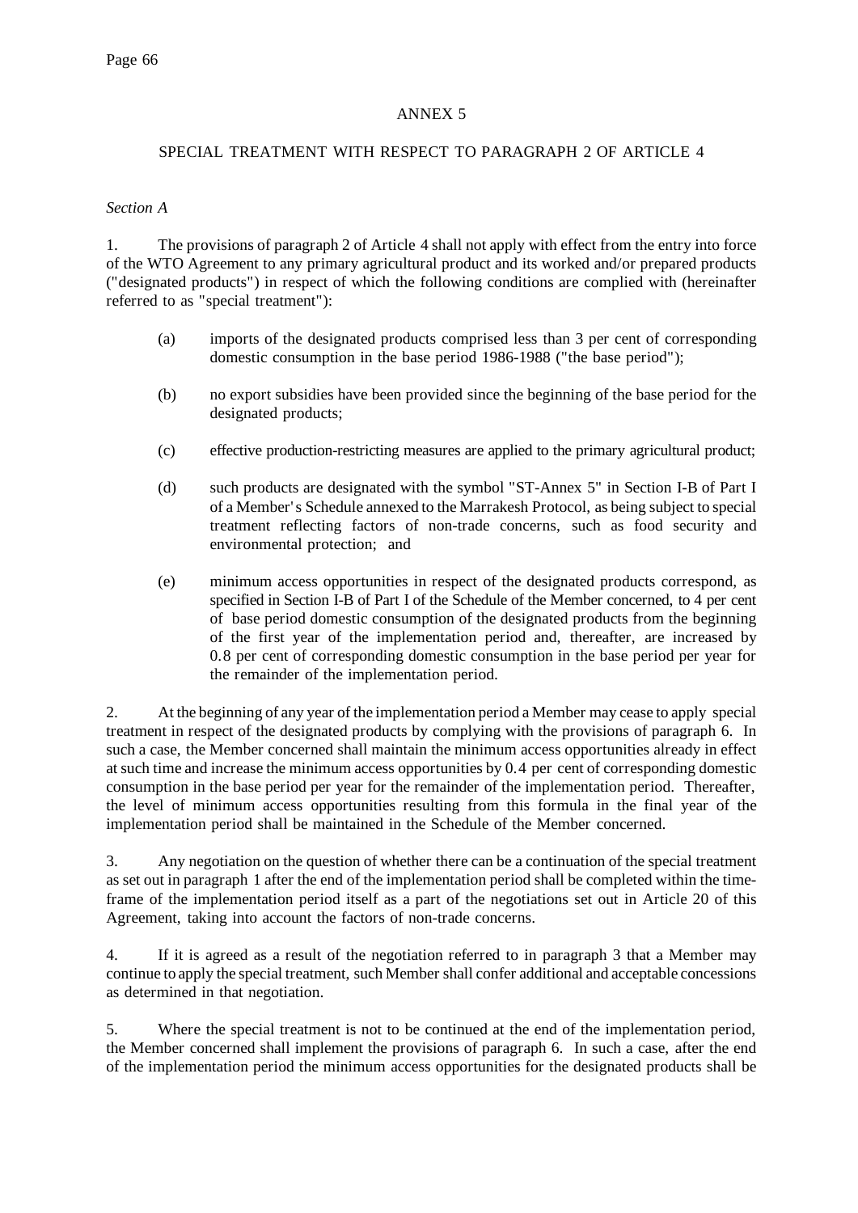ANNEX 5

SPECIAL TREATMENT WITH RESPECT TO PARAGRAPH 2 OF ARTICLE 4

*Section A*

1. The provisions of paragraph 2 of Article 4 shall not apply with effect from the entry into force of the WTO Agreement to any primary agricultural product and its worked and/or prepared products ("designated products") in respect of which the following conditions are complied with (hereinafter referred to as "special treatment"):

   (a) imports of the designated products comprised less than 3 per cent of corresponding domestic consumption in the base period 1986-1988 ("the base period");

   (b) no export subsidies have been provided since the beginning of the base period for the designated products;

   (c) effective production-restricting measures are applied to the primary agricultural product;

   (d) such products are designated with the symbol "ST-Annex 5" in Section I-B of Part I of a Member's Schedule annexed to the Marrakesh Protocol, as being subject to special treatment reflecting factors of non-trade concerns, such as food security and environmental protection; and

   (e) minimum access opportunities in respect of the designated products correspond, as specified in Section I-B of Part I of the Schedule of the Member concerned, to 4 per cent of base period domestic consumption of the designated products from the beginning of the first year of the implementation period and, thereafter, are increased by 0.8 per cent of corresponding domestic consumption in the base period per year for the remainder of the implementation period.

2. At the beginning of any year of the implementation period a Member may cease to apply special treatment in respect of the designated products by complying with the provisions of paragraph 6. In such a case, the Member concerned shall maintain the minimum access opportunities already in effect at such time and increase the minimum access opportunities by 0.4 per cent of corresponding domestic consumption in the base period per year for the remainder of the implementation period. Thereafter, the level of minimum access opportunities resulting from this formula in the final year of the implementation period shall be maintained in the Schedule of the Member concerned.

3. Any negotiation on the question of whether there can be a continuation of the special treatment as set out in paragraph 1 after the end of the implementation period shall be completed within the time-frame of the implementation period itself as a part of the negotiations set out in Article 20 of this Agreement, taking into account the factors of non-trade concerns.

4. If it is agreed as a result of the negotiation referred to in paragraph 3 that a Member may continue to apply the special treatment, such Member shall confer additional and acceptable concessions as determined in that negotiation.

5. Where the special treatment is not to be continued at the end of the implementation period, the Member concerned shall implement the provisions of paragraph 6. In such a case, after the end of the implementation period the minimum access opportunities for the designated products shall be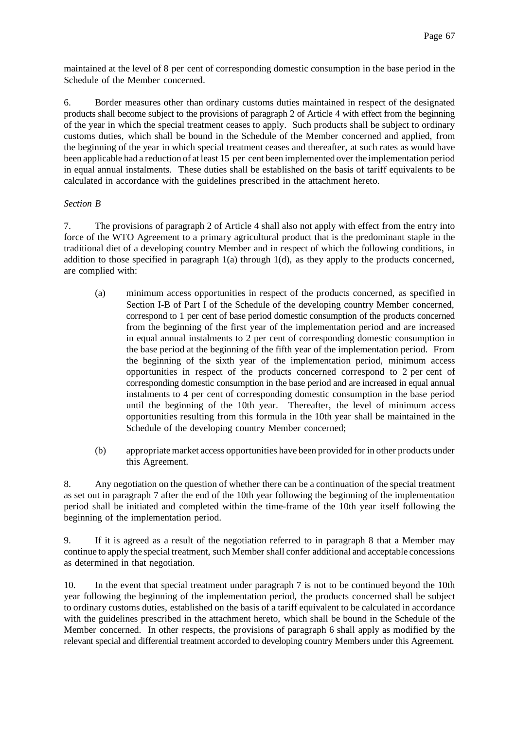maintained at the level of 8 per cent of corresponding domestic consumption in the base period in the Schedule of the Member concerned.

6. Border measures other than ordinary customs duties maintained in respect of the designated products shall become subject to the provisions of paragraph 2 of Article 4 with effect from the beginning of the year in which the special treatment ceases to apply. Such products shall be subject to ordinary customs duties, which shall be bound in the Schedule of the Member concerned and applied, from the beginning of the year in which special treatment ceases and thereafter, at such rates as would have been applicable had a reduction of at least 15 per cent been implemented over the implementation period in equal annual instalments. These duties shall be established on the basis of tariff equivalents to be calculated in accordance with the guidelines prescribed in the attachment hereto.

*Section B*

7. The provisions of paragraph 2 of Article 4 shall also not apply with effect from the entry into force of the WTO Agreement to a primary agricultural product that is the predominant staple in the traditional diet of a developing country Member and in respect of which the following conditions, in addition to those specified in paragraph 1(a) through 1(d), as they apply to the products concerned, are complied with:

(a) minimum access opportunities in respect of the products concerned, as specified in Section I-B of Part I of the Schedule of the developing country Member concerned, correspond to 1 per cent of base period domestic consumption of the products concerned from the beginning of the first year of the implementation period and are increased in equal annual instalments to 2 per cent of corresponding domestic consumption in the base period at the beginning of the fifth year of the implementation period. From the beginning of the sixth year of the implementation period, minimum access opportunities in respect of the products concerned correspond to 2 per cent of corresponding domestic consumption in the base period and are increased in equal annual instalments to 4 per cent of corresponding domestic consumption in the base period until the beginning of the 10th year. Thereafter, the level of minimum access opportunities resulting from this formula in the 10th year shall be maintained in the Schedule of the developing country Member concerned;

(b) appropriate market access opportunities have been provided for in other products under this Agreement.

8. Any negotiation on the question of whether there can be a continuation of the special treatment as set out in paragraph 7 after the end of the 10th year following the beginning of the implementation period shall be initiated and completed within the time-frame of the 10th year itself following the beginning of the implementation period.

9. If it is agreed as a result of the negotiation referred to in paragraph 8 that a Member may continue to apply the special treatment, such Member shall confer additional and acceptable concessions as determined in that negotiation.

10. In the event that special treatment under paragraph 7 is not to be continued beyond the 10th year following the beginning of the implementation period, the products concerned shall be subject to ordinary customs duties, established on the basis of a tariff equivalent to be calculated in accordance with the guidelines prescribed in the attachment hereto, which shall be bound in the Schedule of the Member concerned. In other respects, the provisions of paragraph 6 shall apply as modified by the relevant special and differential treatment accorded to developing country Members under this Agreement.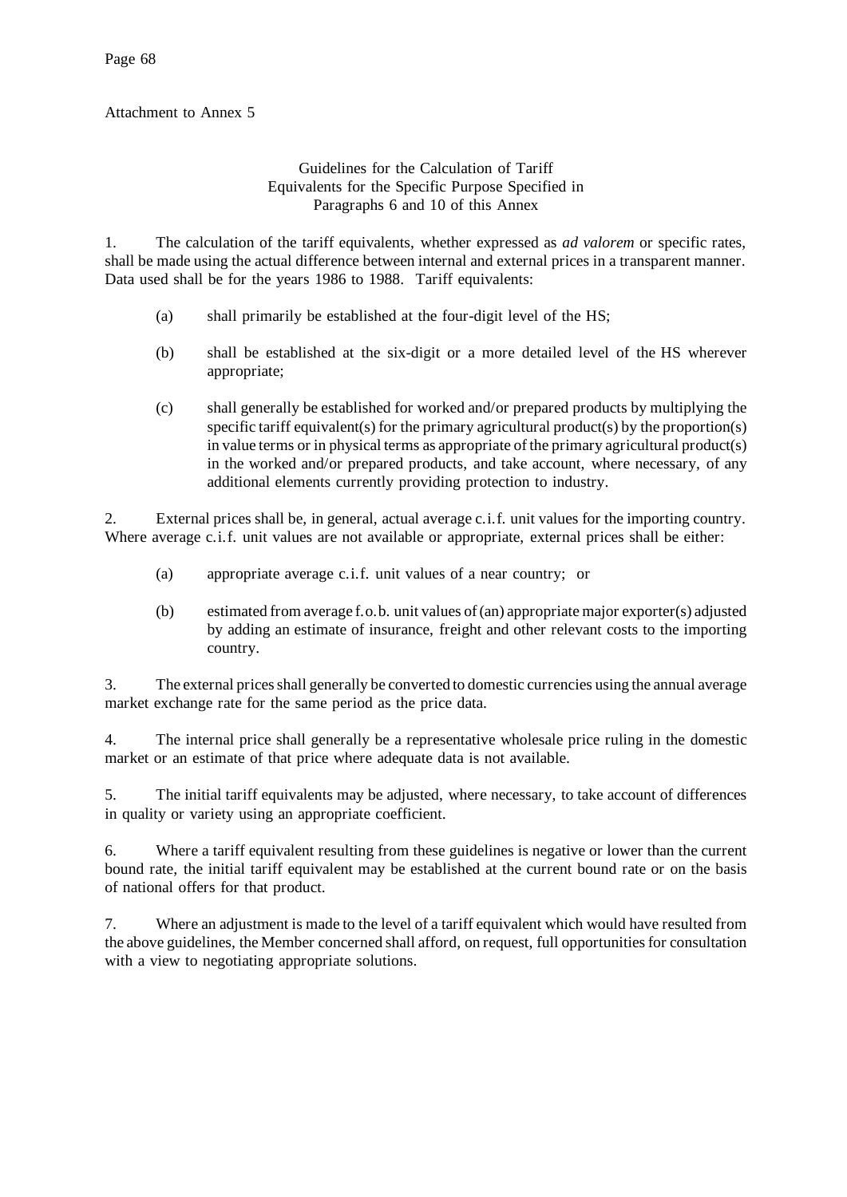Attachment to Annex 5

## Guidelines for the Calculation of Tariff Equivalents for the Specific Purpose Specified in Paragraphs 6 and 10 of this Annex

1. The calculation of the tariff equivalents, whether expressed as *ad valorem* or specific rates, shall be made using the actual difference between internal and external prices in a transparent manner. Data used shall be for the years 1986 to 1988. Tariff equivalents:

   (a) shall primarily be established at the four-digit level of the HS;

   (b) shall be established at the six-digit or a more detailed level of the HS wherever appropriate;

   (c) shall generally be established for worked and/or prepared products by multiplying the specific tariff equivalent(s) for the primary agricultural product(s) by the proportion(s) in value terms or in physical terms as appropriate of the primary agricultural product(s) in the worked and/or prepared products, and take account, where necessary, of any additional elements currently providing protection to industry.

2. External prices shall be, in general, actual average c.i.f. unit values for the importing country. Where average c.i.f. unit values are not available or appropriate, external prices shall be either:

   (a) appropriate average c.i.f. unit values of a near country; or

   (b) estimated from average f.o.b. unit values of (an) appropriate major exporter(s) adjusted by adding an estimate of insurance, freight and other relevant costs to the importing country.

3. The external prices shall generally be converted to domestic currencies using the annual average market exchange rate for the same period as the price data.

4. The internal price shall generally be a representative wholesale price ruling in the domestic market or an estimate of that price where adequate data is not available.

5. The initial tariff equivalents may be adjusted, where necessary, to take account of differences in quality or variety using an appropriate coefficient.

6. Where a tariff equivalent resulting from these guidelines is negative or lower than the current bound rate, the initial tariff equivalent may be established at the current bound rate or on the basis of national offers for that product.

7. Where an adjustment is made to the level of a tariff equivalent which would have resulted from the above guidelines, the Member concerned shall afford, on request, full opportunities for consultation with a view to negotiating appropriate solutions.